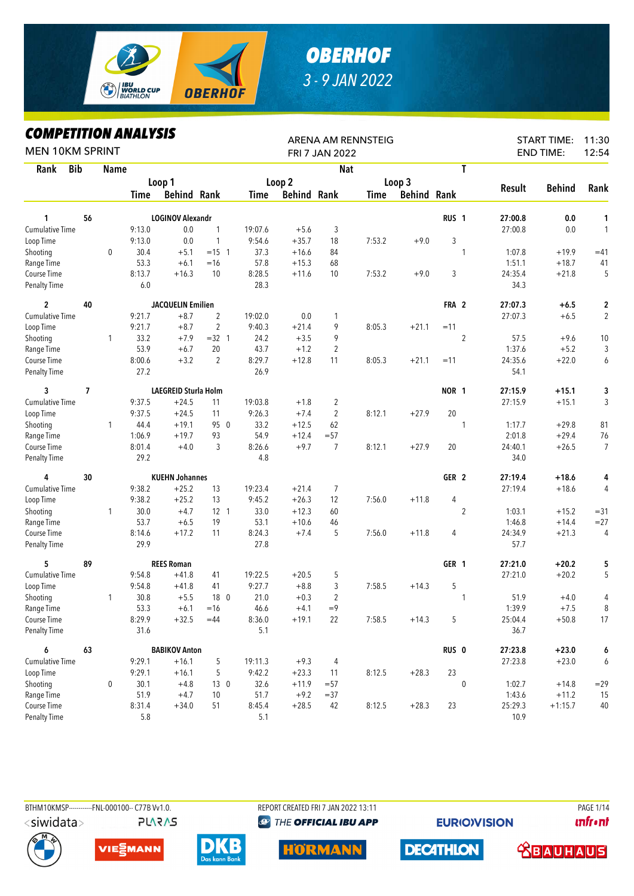# OBERHOF

3 - 9 JAN 2022

## COMPETITION ANALYSIS

MEN 10KM SPRINT

ARENA AM RENNSTEIG
FRI 7 JAN 2022

START TIME: 11:30
END TIME: 12:54

| Rank | Bib | Name | | Loop 1 Time | Loop 1 Behind | Loop 1 Rank | Loop 2 Time | Loop 2 Behind | Loop 2 Rank | Loop 3 Time | Loop 3 Behind | Loop 3 Rank | Nat | T | Result | Behind | Rank |
|---|---|---|---|---|---|---|---|---|---|---|---|---|---|---|---|---|---|
| 1 | 56 | LOGINOV Alexandr | | | | | | | | | | | RUS | 1 | 27:00.8 | 0.0 | 1 |
| Cumulative Time | | | | 9:13.0 | 0.0 | 1 | 19:07.6 | +5.6 | 3 | | | | | | 27:00.8 | 0.0 | 1 |
| Loop Time | | | | 9:13.0 | 0.0 | 1 | 9:54.6 | +35.7 | 18 | 7:53.2 | +9.0 | 3 | | | | | |
| Shooting | | | 0 | 30.4 | +5.1 | =15 1 | 37.3 | +16.6 | 84 | | | | | 1 | 1:07.8 | +19.9 | =41 |
| Range Time | | | | 53.3 | +6.1 | =16 | 57.8 | +15.3 | 68 | | | | | | 1:51.1 | +18.7 | 41 |
| Course Time | | | | 8:13.7 | +16.3 | 10 | 8:28.5 | +11.6 | 10 | 7:53.2 | +9.0 | 3 | | | 24:35.4 | +21.8 | 5 |
| Penalty Time | | | | 6.0 | | | 28.3 | | | | | | | | 34.3 | | |
| 2 | 40 | JACQUELIN Emilien | | | | | | | | | | | FRA | 2 | 27:07.3 | +6.5 | 2 |
| Cumulative Time | | | | 9:21.7 | +8.7 | 2 | 19:02.0 | 0.0 | 1 | | | | | | 27:07.3 | +6.5 | 2 |
| Loop Time | | | | 9:21.7 | +8.7 | 2 | 9:40.3 | +21.4 | 9 | 8:05.3 | +21.1 | =11 | | | | | |
| Shooting | | | 1 | 33.2 | +7.9 | =32 1 | 24.2 | +3.5 | 9 | | | | | 2 | 57.5 | +9.6 | 10 |
| Range Time | | | | 53.9 | +6.7 | 20 | 43.7 | +1.2 | 2 | | | | | | 1:37.6 | +5.2 | 3 |
| Course Time | | | | 8:00.6 | +3.2 | 2 | 8:29.7 | +12.8 | 11 | 8:05.3 | +21.1 | =11 | | | 24:35.6 | +22.0 | 6 |
| Penalty Time | | | | 27.2 | | | 26.9 | | | | | | | | 54.1 | | |
| 3 | 7 | LAEGREID Sturla Holm | | | | | | | | | | | NOR | 1 | 27:15.9 | +15.1 | 3 |
| Cumulative Time | | | | 9:37.5 | +24.5 | 11 | 19:03.8 | +1.8 | 2 | | | | | | 27:15.9 | +15.1 | 3 |
| Loop Time | | | | 9:37.5 | +24.5 | 11 | 9:26.3 | +7.4 | 2 | 8:12.1 | +27.9 | 20 | | | | | |
| Shooting | | | 1 | 44.4 | +19.1 | 95 0 | 33.2 | +12.5 | 62 | | | | | 1 | 1:17.7 | +29.8 | 81 |
| Range Time | | | | 1:06.9 | +19.7 | 93 | 54.9 | +12.4 | =57 | | | | | | 2:01.8 | +29.4 | 76 |
| Course Time | | | | 8:01.4 | +4.0 | 3 | 8:26.6 | +9.7 | 7 | 8:12.1 | +27.9 | 20 | | | 24:40.1 | +26.5 | 7 |
| Penalty Time | | | | 29.2 | | | 4.8 | | | | | | | | 34.0 | | |
| 4 | 30 | KUEHN Johannes | | | | | | | | | | | GER | 2 | 27:19.4 | +18.6 | 4 |
| Cumulative Time | | | | 9:38.2 | +25.2 | 13 | 19:23.4 | +21.4 | 7 | | | | | | 27:19.4 | +18.6 | 4 |
| Loop Time | | | | 9:38.2 | +25.2 | 13 | 9:45.2 | +26.3 | 12 | 7:56.0 | +11.8 | 4 | | | | | |
| Shooting | | | 1 | 30.0 | +4.7 | 12 1 | 33.0 | +12.3 | 60 | | | | | 2 | 1:03.1 | +15.2 | =31 |
| Range Time | | | | 53.7 | +6.5 | 19 | 53.1 | +10.6 | 46 | | | | | | 1:46.8 | +14.4 | =27 |
| Course Time | | | | 8:14.6 | +17.2 | 11 | 8:24.3 | +7.4 | 5 | 7:56.0 | +11.8 | 4 | | | 24:34.9 | +21.3 | 4 |
| Penalty Time | | | | 29.9 | | | 27.8 | | | | | | | | 57.7 | | |
| 5 | 89 | REES Roman | | | | | | | | | | | GER | 1 | 27:21.0 | +20.2 | 5 |
| Cumulative Time | | | | 9:54.8 | +41.8 | 41 | 19:22.5 | +20.5 | 5 | | | | | | 27:21.0 | +20.2 | 5 |
| Loop Time | | | | 9:54.8 | +41.8 | 41 | 9:27.7 | +8.8 | 3 | 7:58.5 | +14.3 | 5 | | | | | |
| Shooting | | | 1 | 30.8 | +5.5 | 18 0 | 21.0 | +0.3 | 2 | | | | | 1 | 51.9 | +4.0 | 4 |
| Range Time | | | | 53.3 | +6.1 | =16 | 46.6 | +4.1 | =9 | | | | | | 1:39.9 | +7.5 | 8 |
| Course Time | | | | 8:29.9 | +32.5 | =44 | 8:36.0 | +19.1 | 22 | 7:58.5 | +14.3 | 5 | | | 25:04.4 | +50.8 | 17 |
| Penalty Time | | | | 31.6 | | | 5.1 | | | | | | | | 36.7 | | |
| 6 | 63 | BABIKOV Anton | | | | | | | | | | | RUS | 0 | 27:23.8 | +23.0 | 6 |
| Cumulative Time | | | | 9:29.1 | +16.1 | 5 | 19:11.3 | +9.3 | 4 | | | | | | 27:23.8 | +23.0 | 6 |
| Loop Time | | | | 9:29.1 | +16.1 | 5 | 9:42.2 | +23.3 | 11 | 8:12.5 | +28.3 | 23 | | | | | |
| Shooting | | | 0 | 30.1 | +4.8 | 13 0 | 32.6 | +11.9 | =57 | | | | | 0 | 1:02.7 | +14.8 | =29 |
| Range Time | | | | 51.9 | +4.7 | 10 | 51.7 | +9.2 | =37 | | | | | | 1:43.6 | +11.2 | 15 |
| Course Time | | | | 8:31.4 | +34.0 | 51 | 8:45.4 | +28.5 | 42 | 8:12.5 | +28.3 | 23 | | | 25:29.3 | +1:15.7 | 40 |
| Penalty Time | | | | 5.8 | | | 5.1 | | | | | | | | 10.9 | | |

BTHM10KMSP-----------FNL-000100-- C77B Vv1.0. REPORT CREATED FRI 7 JAN 2022 13:11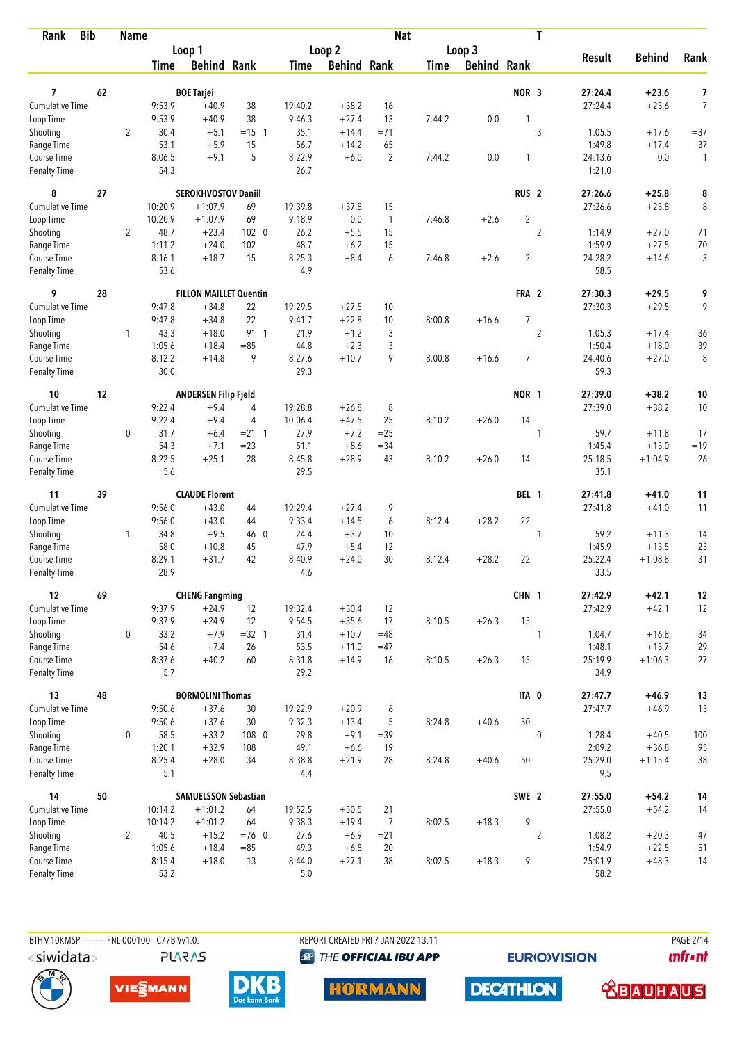| Rank | Bib | Name | | | | | | | Nat | | | T | | | |
|---|---|---|---|---|---|---|---|---|---|---|---|---|---|---|---|
| | | | Loop 1 | | | Loop 2 | | | Loop 3 | | | | Result | Behind | Rank |
| | | | Time | Behind | Rank | Time | Behind | Rank | Time | Behind | Rank | | | | |
| **7** | **62** | **BOE Tarjei** | | | | | | | | | **NOR** | **3** | **27:24.4** | **+23.6** | **7** |
| Cumulative Time | | | 9:53.9 | +40.9 | 38 | 19:40.2 | +38.2 | 16 | | | | | 27:24.4 | +23.6 | 7 |
| Loop Time | | | 9:53.9 | +40.9 | 38 | 9:46.3 | +27.4 | 13 | 7:44.2 | 0.0 | 1 | | | | |
| Shooting | | 2 | 30.4 | +5.1 | =15 1 | 35.1 | +14.4 | =71 | | | | 3 | 1:05.5 | +17.6 | =37 |
| Range Time | | | 53.1 | +5.9 | 15 | 56.7 | +14.2 | 65 | | | | | 1:49.8 | +17.4 | 37 |
| Course Time | | | 8:06.5 | +9.1 | 5 | 8:22.9 | +6.0 | 2 | 7:44.2 | 0.0 | 1 | | 24:13.6 | 0.0 | 1 |
| Penalty Time | | | 54.3 | | | 26.7 | | | | | | | 1:21.0 | | |
| **8** | **27** | **SEROKHVOSTOV Daniil** | | | | | | | | | **RUS** | **2** | **27:26.6** | **+25.8** | **8** |
| Cumulative Time | | | 10:20.9 | +1:07.9 | 69 | 19:39.8 | +37.8 | 15 | | | | | 27:26.6 | +25.8 | 8 |
| Loop Time | | | 10:20.9 | +1:07.9 | 69 | 9:18.9 | 0.0 | 1 | 7:46.8 | +2.6 | 2 | | | | |
| Shooting | | 2 | 48.7 | +23.4 | 102 0 | 26.2 | +5.5 | 15 | | | | 2 | 1:14.9 | +27.0 | 71 |
| Range Time | | | 1:11.2 | +24.0 | 102 | 48.7 | +6.2 | 15 | | | | | 1:59.9 | +27.5 | 70 |
| Course Time | | | 8:16.1 | +18.7 | 15 | 8:25.3 | +8.4 | 6 | 7:46.8 | +2.6 | 2 | | 24:28.2 | +14.6 | 3 |
| Penalty Time | | | 53.6 | | | 4.9 | | | | | | | 58.5 | | |
| **9** | **28** | **FILLON MAILLET Quentin** | | | | | | | | | **FRA** | **2** | **27:30.3** | **+29.5** | **9** |
| Cumulative Time | | | 9:47.8 | +34.8 | 22 | 19:29.5 | +27.5 | 10 | | | | | 27:30.3 | +29.5 | 9 |
| Loop Time | | | 9:47.8 | +34.8 | 22 | 9:41.7 | +22.8 | 10 | 8:00.8 | +16.6 | 7 | | | | |
| Shooting | | 1 | 43.3 | +18.0 | 91 1 | 21.9 | +1.2 | 3 | | | | 2 | 1:05.3 | +17.4 | 36 |
| Range Time | | | 1:05.6 | +18.4 | =85 | 44.8 | +2.3 | 3 | | | | | 1:50.4 | +18.0 | 39 |
| Course Time | | | 8:12.2 | +14.8 | 9 | 8:27.6 | +10.7 | 9 | 8:00.8 | +16.6 | 7 | | 24:40.6 | +27.0 | 8 |
| Penalty Time | | | 30.0 | | | 29.3 | | | | | | | 59.3 | | |
| **10** | **12** | **ANDERSEN Filip Fjeld** | | | | | | | | | **NOR** | **1** | **27:39.0** | **+38.2** | **10** |
| Cumulative Time | | | 9:22.4 | +9.4 | 4 | 19:28.8 | +26.8 | 8 | | | | | 27:39.0 | +38.2 | 10 |
| Loop Time | | | 9:22.4 | +9.4 | 4 | 10:06.4 | +47.5 | 25 | 8:10.2 | +26.0 | 14 | | | | |
| Shooting | | 0 | 31.7 | +6.4 | =21 1 | 27.9 | +7.2 | =25 | | | | 1 | 59.7 | +11.8 | 17 |
| Range Time | | | 54.3 | +7.1 | =23 | 51.1 | +8.6 | =34 | | | | | 1:45.4 | +13.0 | =19 |
| Course Time | | | 8:22.5 | +25.1 | 28 | 8:45.8 | +28.9 | 43 | 8:10.2 | +26.0 | 14 | | 25:18.5 | +1:04.9 | 26 |
| Penalty Time | | | 5.6 | | | 29.5 | | | | | | | 35.1 | | |
| **11** | **39** | **CLAUDE Florent** | | | | | | | | | **BEL** | **1** | **27:41.8** | **+41.0** | **11** |
| Cumulative Time | | | 9:56.0 | +43.0 | 44 | 19:29.4 | +27.4 | 9 | | | | | 27:41.8 | +41.0 | 11 |
| Loop Time | | | 9:56.0 | +43.0 | 44 | 9:33.4 | +14.5 | 6 | 8:12.4 | +28.2 | 22 | | | | |
| Shooting | | 1 | 34.8 | +9.5 | 46 0 | 24.4 | +3.7 | 10 | | | | 1 | 59.2 | +11.3 | 14 |
| Range Time | | | 58.0 | +10.8 | 45 | 47.9 | +5.4 | 12 | | | | | 1:45.9 | +13.5 | 23 |
| Course Time | | | 8:29.1 | +31.7 | 42 | 8:40.9 | +24.0 | 30 | 8:12.4 | +28.2 | 22 | | 25:22.4 | +1:08.8 | 31 |
| Penalty Time | | | 28.9 | | | 4.6 | | | | | | | 33.5 | | |
| **12** | **69** | **CHENG Fangming** | | | | | | | | | **CHN** | **1** | **27:42.9** | **+42.1** | **12** |
| Cumulative Time | | | 9:37.9 | +24.9 | 12 | 19:32.4 | +30.4 | 12 | | | | | 27:42.9 | +42.1 | 12 |
| Loop Time | | | 9:37.9 | +24.9 | 12 | 9:54.5 | +35.6 | 17 | 8:10.5 | +26.3 | 15 | | | | |
| Shooting | | 0 | 33.2 | +7.9 | =32 1 | 31.4 | +10.7 | =48 | | | | 1 | 1:04.7 | +16.8 | 34 |
| Range Time | | | 54.6 | +7.4 | 26 | 53.5 | +11.0 | =47 | | | | | 1:48.1 | +15.7 | 29 |
| Course Time | | | 8:37.6 | +40.2 | 60 | 8:31.8 | +14.9 | 16 | 8:10.5 | +26.3 | 15 | | 25:19.9 | +1:06.3 | 27 |
| Penalty Time | | | 5.7 | | | 29.2 | | | | | | | 34.9 | | |
| **13** | **48** | **BORMOLINI Thomas** | | | | | | | | | **ITA** | **0** | **27:47.7** | **+46.9** | **13** |
| Cumulative Time | | | 9:50.6 | +37.6 | 30 | 19:22.9 | +20.9 | 6 | | | | | 27:47.7 | +46.9 | 13 |
| Loop Time | | | 9:50.6 | +37.6 | 30 | 9:32.3 | +13.4 | 5 | 8:24.8 | +40.6 | 50 | | | | |
| Shooting | | 0 | 58.5 | +33.2 | 108 0 | 29.8 | +9.1 | =39 | | | | 0 | 1:28.4 | +40.5 | 100 |
| Range Time | | | 1:20.1 | +32.9 | 108 | 49.1 | +6.6 | 19 | | | | | 2:09.2 | +36.8 | 95 |
| Course Time | | | 8:25.4 | +28.0 | 34 | 8:38.8 | +21.9 | 28 | 8:24.8 | +40.6 | 50 | | 25:29.0 | +1:15.4 | 38 |
| Penalty Time | | | 5.1 | | | 4.4 | | | | | | | 9.5 | | |
| **14** | **50** | **SAMUELSSON Sebastian** | | | | | | | | | **SWE** | **2** | **27:55.0** | **+54.2** | **14** |
| Cumulative Time | | | 10:14.2 | +1:01.2 | 64 | 19:52.5 | +50.5 | 21 | | | | | 27:55.0 | +54.2 | 14 |
| Loop Time | | | 10:14.2 | +1:01.2 | 64 | 9:38.3 | +19.4 | 7 | 8:02.5 | +18.3 | 9 | | | | |
| Shooting | | 2 | 40.5 | +15.2 | =76 0 | 27.6 | +6.9 | =21 | | | | 2 | 1:08.2 | +20.3 | 47 |
| Range Time | | | 1:05.6 | +18.4 | =85 | 49.3 | +6.8 | 20 | | | | | 1:54.9 | +22.5 | 51 |
| Course Time | | | 8:15.4 | +18.0 | 13 | 8:44.0 | +27.1 | 38 | 8:02.5 | +18.3 | 9 | | 25:01.9 | +48.3 | 14 |
| Penalty Time | | | 53.2 | | | 5.0 | | | | | | | 58.2 | | |

BTHM10KMSP-----------FNL-000100-- C77B Vv1.0. REPORT CREATED FRI 7 JAN 2022 13:11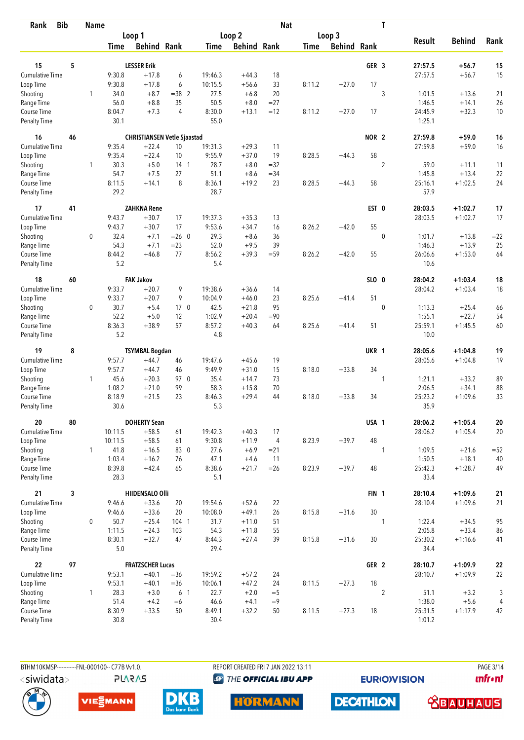| Rank | Bib | Name | | | | | | | Nat | | | T | | | |
|---|---|---|---|---|---|---|---|---|---|---|---|---|---|---|---|
| | | | Loop 1 | | | Loop 2 | | | Loop 3 | | | | Result | Behind | Rank |
| | | | Time | Behind | Rank | Time | Behind | Rank | Time | Behind | Rank | | | | |
| 15 | 5 | | | LESSER Erik | | | | | | | GER | 3 | 27:57.5 | +56.7 | 15 |
| Cumulative Time | | | 9:30.8 | +17.8 | 6 | 19:46.3 | +44.3 | 18 | | | | | 27:57.5 | +56.7 | 15 |
| Loop Time | | | 9:30.8 | +17.8 | 6 | 10:15.5 | +56.6 | 33 | 8:11.2 | +27.0 | 17 | | | | |
| Shooting | | 1 | 34.0 | +8.7 | =38 2 | 27.5 | +6.8 | 20 | | | | 3 | 1:01.5 | +13.6 | 21 |
| Range Time | | | 56.0 | +8.8 | 35 | 50.5 | +8.0 | =27 | | | | | 1:46.5 | +14.1 | 26 |
| Course Time | | | 8:04.7 | +7.3 | 4 | 8:30.0 | +13.1 | =12 | 8:11.2 | +27.0 | 17 | | 24:45.9 | +32.3 | 10 |
| Penalty Time | | | 30.1 | | | 55.0 | | | | | | | 1:25.1 | | |
| 16 | 46 | | | CHRISTIANSEN Vetle Sjaastad | | | | | | | NOR | 2 | 27:59.8 | +59.0 | 16 |
| Cumulative Time | | | 9:35.4 | +22.4 | 10 | 19:31.3 | +29.3 | 11 | | | | | 27:59.8 | +59.0 | 16 |
| Loop Time | | | 9:35.4 | +22.4 | 10 | 9:55.9 | +37.0 | 19 | 8:28.5 | +44.3 | 58 | | | | |
| Shooting | | 1 | 30.3 | +5.0 | 14 1 | 28.7 | +8.0 | =32 | | | | 2 | 59.0 | +11.1 | 11 |
| Range Time | | | 54.7 | +7.5 | 27 | 51.1 | +8.6 | =34 | | | | | 1:45.8 | +13.4 | 22 |
| Course Time | | | 8:11.5 | +14.1 | 8 | 8:36.1 | +19.2 | 23 | 8:28.5 | +44.3 | 58 | | 25:16.1 | +1:02.5 | 24 |
| Penalty Time | | | 29.2 | | | 28.7 | | | | | | | 57.9 | | |
| 17 | 41 | | | ZAHKNA Rene | | | | | | | EST | 0 | 28:03.5 | +1:02.7 | 17 |
| Cumulative Time | | | 9:43.7 | +30.7 | 17 | 19:37.3 | +35.3 | 13 | | | | | 28:03.5 | +1:02.7 | 17 |
| Loop Time | | | 9:43.7 | +30.7 | 17 | 9:53.6 | +34.7 | 16 | 8:26.2 | +42.0 | 55 | | | | |
| Shooting | | 0 | 32.4 | +7.1 | =26 0 | 29.3 | +8.6 | 36 | | | | 0 | 1:01.7 | +13.8 | =22 |
| Range Time | | | 54.3 | +7.1 | =23 | 52.0 | +9.5 | 39 | | | | | 1:46.3 | +13.9 | 25 |
| Course Time | | | 8:44.2 | +46.8 | 77 | 8:56.2 | +39.3 | =59 | 8:26.2 | +42.0 | 55 | | 26:06.6 | +1:53.0 | 64 |
| Penalty Time | | | 5.2 | | | 5.4 | | | | | | | 10.6 | | |
| 18 | 60 | | | FAK Jakov | | | | | | | SLO | 0 | 28:04.2 | +1:03.4 | 18 |
| Cumulative Time | | | 9:33.7 | +20.7 | 9 | 19:38.6 | +36.6 | 14 | | | | | 28:04.2 | +1:03.4 | 18 |
| Loop Time | | | 9:33.7 | +20.7 | 9 | 10:04.9 | +46.0 | 23 | 8:25.6 | +41.4 | 51 | | | | |
| Shooting | | 0 | 30.7 | +5.4 | 17 0 | 42.5 | +21.8 | 95 | | | | 0 | 1:13.3 | +25.4 | 66 |
| Range Time | | | 52.2 | +5.0 | 12 | 1:02.9 | +20.4 | =90 | | | | | 1:55.1 | +22.7 | 54 |
| Course Time | | | 8:36.3 | +38.9 | 57 | 8:57.2 | +40.3 | 64 | 8:25.6 | +41.4 | 51 | | 25:59.1 | +1:45.5 | 60 |
| Penalty Time | | | 5.2 | | | 4.8 | | | | | | | 10.0 | | |
| 19 | 8 | | | TSYMBAL Bogdan | | | | | | | UKR | 1 | 28:05.6 | +1:04.8 | 19 |
| Cumulative Time | | | 9:57.7 | +44.7 | 46 | 19:47.6 | +45.6 | 19 | | | | | 28:05.6 | +1:04.8 | 19 |
| Loop Time | | | 9:57.7 | +44.7 | 46 | 9:49.9 | +31.0 | 15 | 8:18.0 | +33.8 | 34 | | | | |
| Shooting | | 1 | 45.6 | +20.3 | 97 0 | 35.4 | +14.7 | 73 | | | | 1 | 1:21.1 | +33.2 | 89 |
| Range Time | | | 1:08.2 | +21.0 | 99 | 58.3 | +15.8 | 70 | | | | | 2:06.5 | +34.1 | 88 |
| Course Time | | | 8:18.9 | +21.5 | 23 | 8:46.3 | +29.4 | 44 | 8:18.0 | +33.8 | 34 | | 25:23.2 | +1:09.6 | 33 |
| Penalty Time | | | 30.6 | | | 5.3 | | | | | | | 35.9 | | |
| 20 | 80 | | | DOHERTY Sean | | | | | | | USA | 1 | 28:06.2 | +1:05.4 | 20 |
| Cumulative Time | | | 10:11.5 | +58.5 | 61 | 19:42.3 | +40.3 | 17 | | | | | 28:06.2 | +1:05.4 | 20 |
| Loop Time | | | 10:11.5 | +58.5 | 61 | 9:30.8 | +11.9 | 4 | 8:23.9 | +39.7 | 48 | | | | |
| Shooting | | 1 | 41.8 | +16.5 | 83 0 | 27.6 | +6.9 | =21 | | | | 1 | 1:09.5 | +21.6 | =52 |
| Range Time | | | 1:03.4 | +16.2 | 76 | 47.1 | +4.6 | 11 | | | | | 1:50.5 | +18.1 | 40 |
| Course Time | | | 8:39.8 | +42.4 | 65 | 8:38.6 | +21.7 | =26 | 8:23.9 | +39.7 | 48 | | 25:42.3 | +1:28.7 | 49 |
| Penalty Time | | | 28.3 | | | 5.1 | | | | | | | 33.4 | | |
| 21 | 3 | | | HIIDENSALO Olli | | | | | | | FIN | 1 | 28:10.4 | +1:09.6 | 21 |
| Cumulative Time | | | 9:46.6 | +33.6 | 20 | 19:54.6 | +52.6 | 22 | | | | | 28:10.4 | +1:09.6 | 21 |
| Loop Time | | | 9:46.6 | +33.6 | 20 | 10:08.0 | +49.1 | 26 | 8:15.8 | +31.6 | 30 | | | | |
| Shooting | | 0 | 50.7 | +25.4 | 104 1 | 31.7 | +11.0 | 51 | | | | 1 | 1:22.4 | +34.5 | 95 |
| Range Time | | | 1:11.5 | +24.3 | 103 | 54.3 | +11.8 | 55 | | | | | 2:05.8 | +33.4 | 86 |
| Course Time | | | 8:30.1 | +32.7 | 47 | 8:44.3 | +27.4 | 39 | 8:15.8 | +31.6 | 30 | | 25:30.2 | +1:16.6 | 41 |
| Penalty Time | | | 5.0 | | | 29.4 | | | | | | | 34.4 | | |
| 22 | 97 | | | FRATZSCHER Lucas | | | | | | | GER | 2 | 28:10.7 | +1:09.9 | 22 |
| Cumulative Time | | | 9:53.1 | +40.1 | =36 | 19:59.2 | +57.2 | 24 | | | | | 28:10.7 | +1:09.9 | 22 |
| Loop Time | | | 9:53.1 | +40.1 | =36 | 10:06.1 | +47.2 | 24 | 8:11.5 | +27.3 | 18 | | | | |
| Shooting | | 1 | 28.3 | +3.0 | 6 1 | 22.7 | +2.0 | =5 | | | | 2 | 51.1 | +3.2 | 3 |
| Range Time | | | 51.4 | +4.2 | =6 | 46.6 | +4.1 | =9 | | | | | 1:38.0 | +5.6 | 4 |
| Course Time | | | 8:30.9 | +33.5 | 50 | 8:49.1 | +32.2 | 50 | 8:11.5 | +27.3 | 18 | | 25:31.5 | +1:17.9 | 42 |
| Penalty Time | | | 30.8 | | | 30.4 | | | | | | | 1:01.2 | | |

BTHM10KMSP-----------FNL-000100-- C77B Vv1.0. REPORT CREATED FRI 7 JAN 2022 13:11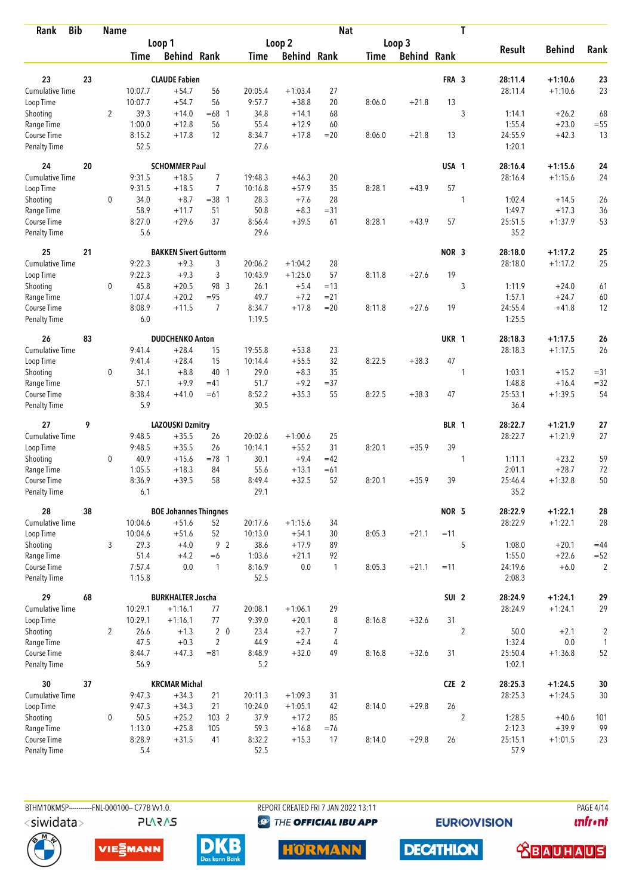| Rank | Bib | Name | Loop 1 Time | Loop 1 Behind | Loop 1 Rank | Loop 2 Time | Loop 2 Behind | Loop 2 Rank | Loop 3 Time | Loop 3 Behind | Loop 3 Rank | Nat | T | Result | Behind | Rank |
|---|---|---|---|---|---|---|---|---|---|---|---|---|---|---|---|---|
| 23 | 23 | CLAUDE Fabien | | | | | | | | | | FRA | 3 | 28:11.4 | +1:10.6 | 23 |
| Cumulative Time | | | 10:07.7 | +54.7 | 56 | 20:05.4 | +1:03.4 | 27 | | | | | | 28:11.4 | +1:10.6 | 23 |
| Loop Time | | | 10:07.7 | +54.7 | 56 | 9:57.7 | +38.8 | 20 | 8:06.0 | +21.8 | 13 | | | | | |
| Shooting | | 2 | 39.3 | +14.0 | =68 1 | 34.8 | +14.1 | 68 | | | | | 3 | 1:14.1 | +26.2 | 68 |
| Range Time | | | 1:00.0 | +12.8 | 56 | 55.4 | +12.9 | 60 | | | | | | 1:55.4 | +23.0 | =55 |
| Course Time | | | 8:15.2 | +17.8 | 12 | 8:34.7 | +17.8 | =20 | 8:06.0 | +21.8 | 13 | | | 24:55.9 | +42.3 | 13 |
| Penalty Time | | | 52.5 | | | 27.6 | | | | | | | | 1:20.1 | | |
| 24 | 20 | SCHOMMER Paul | | | | | | | | | | USA | 1 | 28:16.4 | +1:15.6 | 24 |
| Cumulative Time | | | 9:31.5 | +18.5 | 7 | 19:48.3 | +46.3 | 20 | | | | | | 28:16.4 | +1:15.6 | 24 |
| Loop Time | | | 9:31.5 | +18.5 | 7 | 10:16.8 | +57.9 | 35 | 8:28.1 | +43.9 | 57 | | | | | |
| Shooting | | 0 | 34.0 | +8.7 | =38 1 | 28.3 | +7.6 | 28 | | | | | 1 | 1:02.4 | +14.5 | 26 |
| Range Time | | | 58.9 | +11.7 | 51 | 50.8 | +8.3 | =31 | | | | | | 1:49.7 | +17.3 | 36 |
| Course Time | | | 8:27.0 | +29.6 | 37 | 8:56.4 | +39.5 | 61 | 8:28.1 | +43.9 | 57 | | | 25:51.5 | +1:37.9 | 53 |
| Penalty Time | | | 5.6 | | | 29.6 | | | | | | | | 35.2 | | |
| 25 | 21 | BAKKEN Sivert Guttorm | | | | | | | | | | NOR | 3 | 28:18.0 | +1:17.2 | 25 |
| Cumulative Time | | | 9:22.3 | +9.3 | 3 | 20:06.2 | +1:04.2 | 28 | | | | | | 28:18.0 | +1:17.2 | 25 |
| Loop Time | | | 9:22.3 | +9.3 | 3 | 10:43.9 | +1:25.0 | 57 | 8:11.8 | +27.6 | 19 | | | | | |
| Shooting | | 0 | 45.8 | +20.5 | 98 3 | 26.1 | +5.4 | =13 | | | | | 3 | 1:11.9 | +24.0 | 61 |
| Range Time | | | 1:07.4 | +20.2 | =95 | 49.7 | +7.2 | =21 | | | | | | 1:57.1 | +24.7 | 60 |
| Course Time | | | 8:08.9 | +11.5 | 7 | 8:34.7 | +17.8 | =20 | 8:11.8 | +27.6 | 19 | | | 24:55.4 | +41.8 | 12 |
| Penalty Time | | | 6.0 | | | 1:19.5 | | | | | | | | 1:25.5 | | |
| 26 | 83 | DUDCHENKO Anton | | | | | | | | | | UKR | 1 | 28:18.3 | +1:17.5 | 26 |
| Cumulative Time | | | 9:41.4 | +28.4 | 15 | 19:55.8 | +53.8 | 23 | | | | | | 28:18.3 | +1:17.5 | 26 |
| Loop Time | | | 9:41.4 | +28.4 | 15 | 10:14.4 | +55.5 | 32 | 8:22.5 | +38.3 | 47 | | | | | |
| Shooting | | 0 | 34.1 | +8.8 | 40 1 | 29.0 | +8.3 | 35 | | | | | 1 | 1:03.1 | +15.2 | =31 |
| Range Time | | | 57.1 | +9.9 | =41 | 51.7 | +9.2 | =37 | | | | | | 1:48.8 | +16.4 | =32 |
| Course Time | | | 8:38.4 | +41.0 | =61 | 8:52.2 | +35.3 | 55 | 8:22.5 | +38.3 | 47 | | | 25:53.1 | +1:39.5 | 54 |
| Penalty Time | | | 5.9 | | | 30.5 | | | | | | | | 36.4 | | |
| 27 | 9 | LAZOUSKI Dzmitry | | | | | | | | | | BLR | 1 | 28:22.7 | +1:21.9 | 27 |
| Cumulative Time | | | 9:48.5 | +35.5 | 26 | 20:02.6 | +1:00.6 | 25 | | | | | | 28:22.7 | +1:21.9 | 27 |
| Loop Time | | | 9:48.5 | +35.5 | 26 | 10:14.1 | +55.2 | 31 | 8:20.1 | +35.9 | 39 | | | | | |
| Shooting | | 0 | 40.9 | +15.6 | =78 1 | 30.1 | +9.4 | =42 | | | | | 1 | 1:11.1 | +23.2 | 59 |
| Range Time | | | 1:05.5 | +18.3 | 84 | 55.6 | +13.1 | =61 | | | | | | 2:01.1 | +28.7 | 72 |
| Course Time | | | 8:36.9 | +39.5 | 58 | 8:49.4 | +32.5 | 52 | 8:20.1 | +35.9 | 39 | | | 25:46.4 | +1:32.8 | 50 |
| Penalty Time | | | 6.1 | | | 29.1 | | | | | | | | 35.2 | | |
| 28 | 38 | BOE Johannes Thingnes | | | | | | | | | | NOR | 5 | 28:22.9 | +1:22.1 | 28 |
| Cumulative Time | | | 10:04.6 | +51.6 | 52 | 20:17.6 | +1:15.6 | 34 | | | | | | 28:22.9 | +1:22.1 | 28 |
| Loop Time | | | 10:04.6 | +51.6 | 52 | 10:13.0 | +54.1 | 30 | 8:05.3 | +21.1 | =11 | | | | | |
| Shooting | | 3 | 29.3 | +4.0 | 9 2 | 38.6 | +17.9 | 89 | | | | | 5 | 1:08.0 | +20.1 | =44 |
| Range Time | | | 51.4 | +4.2 | =6 | 1:03.6 | +21.1 | 92 | | | | | | 1:55.0 | +22.6 | =52 |
| Course Time | | | 7:57.4 | 0.0 | 1 | 8:16.9 | 0.0 | 1 | 8:05.3 | +21.1 | =11 | | | 24:19.6 | +6.0 | 2 |
| Penalty Time | | | 1:15.8 | | | 52.5 | | | | | | | | 2:08.3 | | |
| 29 | 68 | BURKHALTER Joscha | | | | | | | | | | SUI | 2 | 28:24.9 | +1:24.1 | 29 |
| Cumulative Time | | | 10:29.1 | +1:16.1 | 77 | 20:08.1 | +1:06.1 | 29 | | | | | | 28:24.9 | +1:24.1 | 29 |
| Loop Time | | | 10:29.1 | +1:16.1 | 77 | 9:39.0 | +20.1 | 8 | 8:16.8 | +32.6 | 31 | | | | | |
| Shooting | | 2 | 26.6 | +1.3 | 2 0 | 23.4 | +2.7 | 7 | | | | | 2 | 50.0 | +2.1 | 2 |
| Range Time | | | 47.5 | +0.3 | 2 | 44.9 | +2.4 | 4 | | | | | | 1:32.4 | 0.0 | 1 |
| Course Time | | | 8:44.7 | +47.3 | =81 | 8:48.9 | +32.0 | 49 | 8:16.8 | +32.6 | 31 | | | 25:50.4 | +1:36.8 | 52 |
| Penalty Time | | | 56.9 | | | 5.2 | | | | | | | | 1:02.1 | | |
| 30 | 37 | KRCMAR Michal | | | | | | | | | | CZE | 2 | 28:25.3 | +1:24.5 | 30 |
| Cumulative Time | | | 9:47.3 | +34.3 | 21 | 20:11.3 | +1:09.3 | 31 | | | | | | 28:25.3 | +1:24.5 | 30 |
| Loop Time | | | 9:47.3 | +34.3 | 21 | 10:24.0 | +1:05.1 | 42 | 8:14.0 | +29.8 | 26 | | | | | |
| Shooting | | 0 | 50.5 | +25.2 | 103 2 | 37.9 | +17.2 | 85 | | | | | 2 | 1:28.5 | +40.6 | 101 |
| Range Time | | | 1:13.0 | +25.8 | 105 | 59.3 | +16.8 | =76 | | | | | | 2:12.3 | +39.9 | 99 |
| Course Time | | | 8:28.9 | +31.5 | 41 | 8:32.2 | +15.3 | 17 | 8:14.0 | +29.8 | 26 | | | 25:15.1 | +1:01.5 | 23 |
| Penalty Time | | | 5.4 | | | 52.5 | | | | | | | | 57.9 | | |

BTHM10KMSP-----------FNL-000100-- C77B Vv1.0. REPORT CREATED FRI 7 JAN 2022 13:11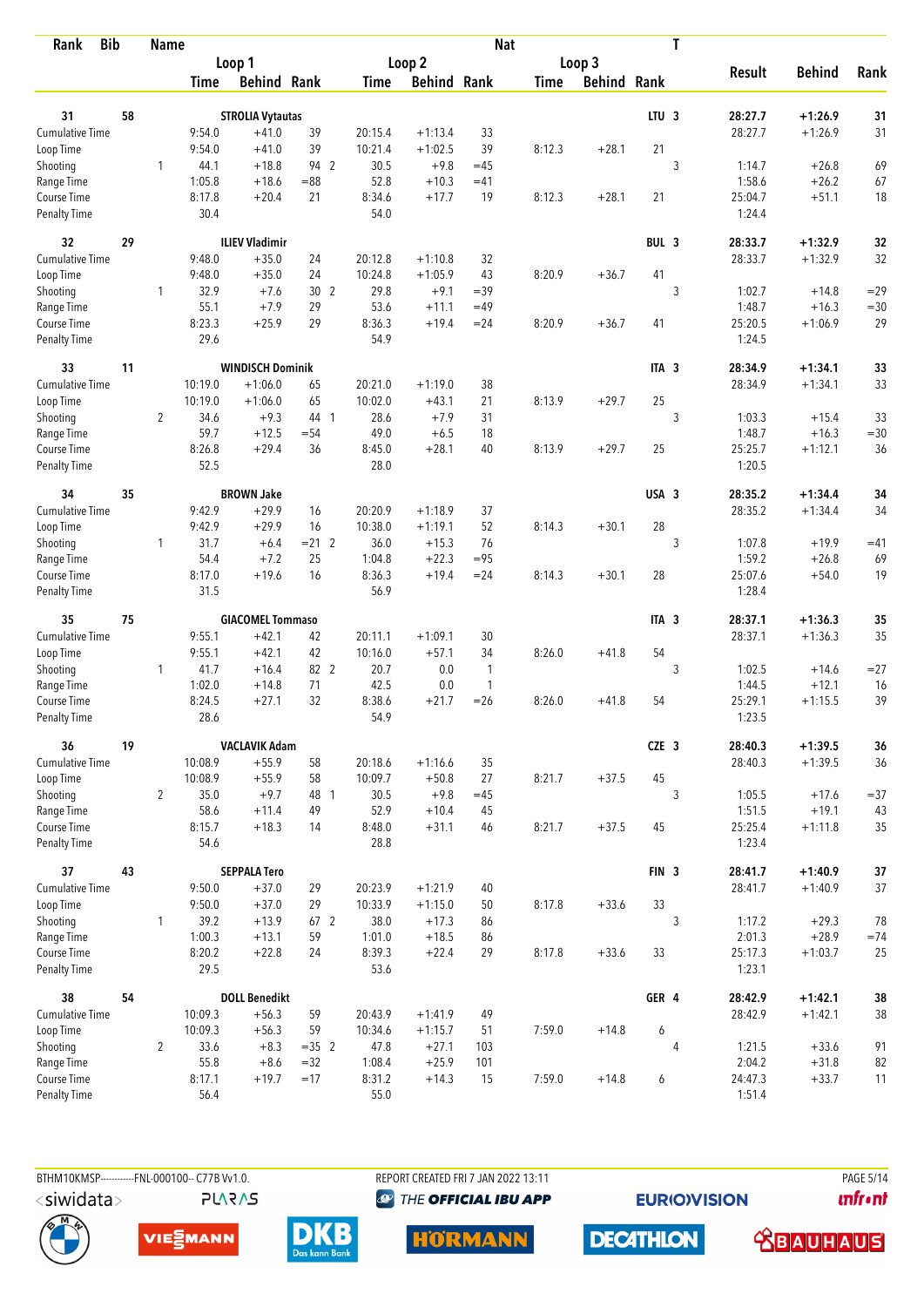| Rank | Bib | Name | | Loop 1 | | | Loop 2 | | | Loop 3 | | | Nat | T | Result | Behind | Rank |
|---|---|---|---|---|---|---|---|---|---|---|---|---|---|---|---|---|---|
| | | | | Time | Behind | Rank | Time | Behind | Rank | Time | Behind | Rank | | | | | |
| 31 | 58 | STROLIA Vytautas | | | | | | | | | | | LTU | 3 | 28:27.7 | +1:26.9 | 31 |
| Cumulative Time | | | | 9:54.0 | +41.0 | 39 | 20:15.4 | +1:13.4 | 33 | | | | | | 28:27.7 | +1:26.9 | 31 |
| Loop Time | | | | 9:54.0 | +41.0 | 39 | 10:21.4 | +1:02.5 | 39 | 8:12.3 | +28.1 | 21 | | | | | |
| Shooting | | | 1 | 44.1 | +18.8 | 94 2 | 30.5 | +9.8 | =45 | | | | | 3 | 1:14.7 | +26.8 | 69 |
| Range Time | | | | 1:05.8 | +18.6 | =88 | 52.8 | +10.3 | =41 | | | | | | 1:58.6 | +26.2 | 67 |
| Course Time | | | | 8:17.8 | +20.4 | 21 | 8:34.6 | +17.7 | 19 | 8:12.3 | +28.1 | 21 | | | 25:04.7 | +51.1 | 18 |
| Penalty Time | | | | 30.4 | | | 54.0 | | | | | | | | 1:24.4 | | |
| 32 | 29 | ILIEV Vladimir | | | | | | | | | | | BUL | 3 | 28:33.7 | +1:32.9 | 32 |
| Cumulative Time | | | | 9:48.0 | +35.0 | 24 | 20:12.8 | +1:10.8 | 32 | | | | | | 28:33.7 | +1:32.9 | 32 |
| Loop Time | | | | 9:48.0 | +35.0 | 24 | 10:24.8 | +1:05.9 | 43 | 8:20.9 | +36.7 | 41 | | | | | |
| Shooting | | | 1 | 32.9 | +7.6 | 30 2 | 29.8 | +9.1 | =39 | | | | | 3 | 1:02.7 | +14.8 | =29 |
| Range Time | | | | 55.1 | +7.9 | 29 | 53.6 | +11.1 | =49 | | | | | | 1:48.7 | +16.3 | =30 |
| Course Time | | | | 8:23.3 | +25.9 | 29 | 8:36.3 | +19.4 | =24 | 8:20.9 | +36.7 | 41 | | | 25:20.5 | +1:06.9 | 29 |
| Penalty Time | | | | 29.6 | | | 54.9 | | | | | | | | 1:24.5 | | |
| 33 | 11 | WINDISCH Dominik | | | | | | | | | | | ITA | 3 | 28:34.9 | +1:34.1 | 33 |
| Cumulative Time | | | | 10:19.0 | +1:06.0 | 65 | 20:21.0 | +1:19.0 | 38 | | | | | | 28:34.9 | +1:34.1 | 33 |
| Loop Time | | | | 10:19.0 | +1:06.0 | 65 | 10:02.0 | +43.1 | 21 | 8:13.9 | +29.7 | 25 | | | | | |
| Shooting | | | 2 | 34.6 | +9.3 | 44 1 | 28.6 | +7.9 | 31 | | | | | 3 | 1:03.3 | +15.4 | 33 |
| Range Time | | | | 59.7 | +12.5 | =54 | 49.0 | +6.5 | 18 | | | | | | 1:48.7 | +16.3 | =30 |
| Course Time | | | | 8:26.8 | +29.4 | 36 | 8:45.0 | +28.1 | 40 | 8:13.9 | +29.7 | 25 | | | 25:25.7 | +1:12.1 | 36 |
| Penalty Time | | | | 52.5 | | | 28.0 | | | | | | | | 1:20.5 | | |
| 34 | 35 | BROWN Jake | | | | | | | | | | | USA | 3 | 28:35.2 | +1:34.4 | 34 |
| Cumulative Time | | | | 9:42.9 | +29.9 | 16 | 20:20.9 | +1:18.9 | 37 | | | | | | 28:35.2 | +1:34.4 | 34 |
| Loop Time | | | | 9:42.9 | +29.9 | 16 | 10:38.0 | +1:19.1 | 52 | 8:14.3 | +30.1 | 28 | | | | | |
| Shooting | | | 1 | 31.7 | +6.4 | =21 2 | 36.0 | +15.3 | 76 | | | | | 3 | 1:07.8 | +19.9 | =41 |
| Range Time | | | | 54.4 | +7.2 | 25 | 1:04.8 | +22.3 | =95 | | | | | | 1:59.2 | +26.8 | 69 |
| Course Time | | | | 8:17.0 | +19.6 | 16 | 8:36.3 | +19.4 | =24 | 8:14.3 | +30.1 | 28 | | | 25:07.6 | +54.0 | 19 |
| Penalty Time | | | | 31.5 | | | 56.9 | | | | | | | | 1:28.4 | | |
| 35 | 75 | GIACOMEL Tommaso | | | | | | | | | | | ITA | 3 | 28:37.1 | +1:36.3 | 35 |
| Cumulative Time | | | | 9:55.1 | +42.1 | 42 | 20:11.1 | +1:09.1 | 30 | | | | | | 28:37.1 | +1:36.3 | 35 |
| Loop Time | | | | 9:55.1 | +42.1 | 42 | 10:16.0 | +57.1 | 34 | 8:26.0 | +41.8 | 54 | | | | | |
| Shooting | | | 1 | 41.7 | +16.4 | 82 2 | 20.7 | 0.0 | 1 | | | | | 3 | 1:02.5 | +14.6 | =27 |
| Range Time | | | | 1:02.0 | +14.8 | 71 | 42.5 | 0.0 | 1 | | | | | | 1:44.5 | +12.1 | 16 |
| Course Time | | | | 8:24.5 | +27.1 | 32 | 8:38.6 | +21.7 | =26 | 8:26.0 | +41.8 | 54 | | | 25:29.1 | +1:15.5 | 39 |
| Penalty Time | | | | 28.6 | | | 54.9 | | | | | | | | 1:23.5 | | |
| 36 | 19 | VACLAVIK Adam | | | | | | | | | | | CZE | 3 | 28:40.3 | +1:39.5 | 36 |
| Cumulative Time | | | | 10:08.9 | +55.9 | 58 | 20:18.6 | +1:16.6 | 35 | | | | | | 28:40.3 | +1:39.5 | 36 |
| Loop Time | | | | 10:08.9 | +55.9 | 58 | 10:09.7 | +50.8 | 27 | 8:21.7 | +37.5 | 45 | | | | | |
| Shooting | | | 2 | 35.0 | +9.7 | 48 1 | 30.5 | +9.8 | =45 | | | | | 3 | 1:05.5 | +17.6 | =37 |
| Range Time | | | | 58.6 | +11.4 | 49 | 52.9 | +10.4 | 45 | | | | | | 1:51.5 | +19.1 | 43 |
| Course Time | | | | 8:15.7 | +18.3 | 14 | 8:48.0 | +31.1 | 46 | 8:21.7 | +37.5 | 45 | | | 25:25.4 | +1:11.8 | 35 |
| Penalty Time | | | | 54.6 | | | 28.8 | | | | | | | | 1:23.4 | | |
| 37 | 43 | SEPPALA Tero | | | | | | | | | | | FIN | 3 | 28:41.7 | +1:40.9 | 37 |
| Cumulative Time | | | | 9:50.0 | +37.0 | 29 | 20:23.9 | +1:21.9 | 40 | | | | | | 28:41.7 | +1:40.9 | 37 |
| Loop Time | | | | 9:50.0 | +37.0 | 29 | 10:33.9 | +1:15.0 | 50 | 8:17.8 | +33.6 | 33 | | | | | |
| Shooting | | | 1 | 39.2 | +13.9 | 67 2 | 38.0 | +17.3 | 86 | | | | | 3 | 1:17.2 | +29.3 | 78 |
| Range Time | | | | 1:00.3 | +13.1 | 59 | 1:01.0 | +18.5 | 86 | | | | | | 2:01.3 | +28.9 | =74 |
| Course Time | | | | 8:20.2 | +22.8 | 24 | 8:39.3 | +22.4 | 29 | 8:17.8 | +33.6 | 33 | | | 25:17.3 | +1:03.7 | 25 |
| Penalty Time | | | | 29.5 | | | 53.6 | | | | | | | | 1:23.1 | | |
| 38 | 54 | DOLL Benedikt | | | | | | | | | | | GER | 4 | 28:42.9 | +1:42.1 | 38 |
| Cumulative Time | | | | 10:09.3 | +56.3 | 59 | 20:43.9 | +1:41.9 | 49 | | | | | | 28:42.9 | +1:42.1 | 38 |
| Loop Time | | | | 10:09.3 | +56.3 | 59 | 10:34.6 | +1:15.7 | 51 | 7:59.0 | +14.8 | 6 | | | | | |
| Shooting | | | 2 | 33.6 | +8.3 | =35 2 | 47.8 | +27.1 | 103 | | | | | 4 | 1:21.5 | +33.6 | 91 |
| Range Time | | | | 55.8 | +8.6 | =32 | 1:08.4 | +25.9 | 101 | | | | | | 2:04.2 | +31.8 | 82 |
| Course Time | | | | 8:17.1 | +19.7 | =17 | 8:31.2 | +14.3 | 15 | 7:59.0 | +14.8 | 6 | | | 24:47.3 | +33.7 | 11 |
| Penalty Time | | | | 56.4 | | | 55.0 | | | | | | | | 1:51.4 | | |

BTHM10KMSP-----------FNL-000100-- C77B Vv1.0. REPORT CREATED FRI 7 JAN 2022 13:11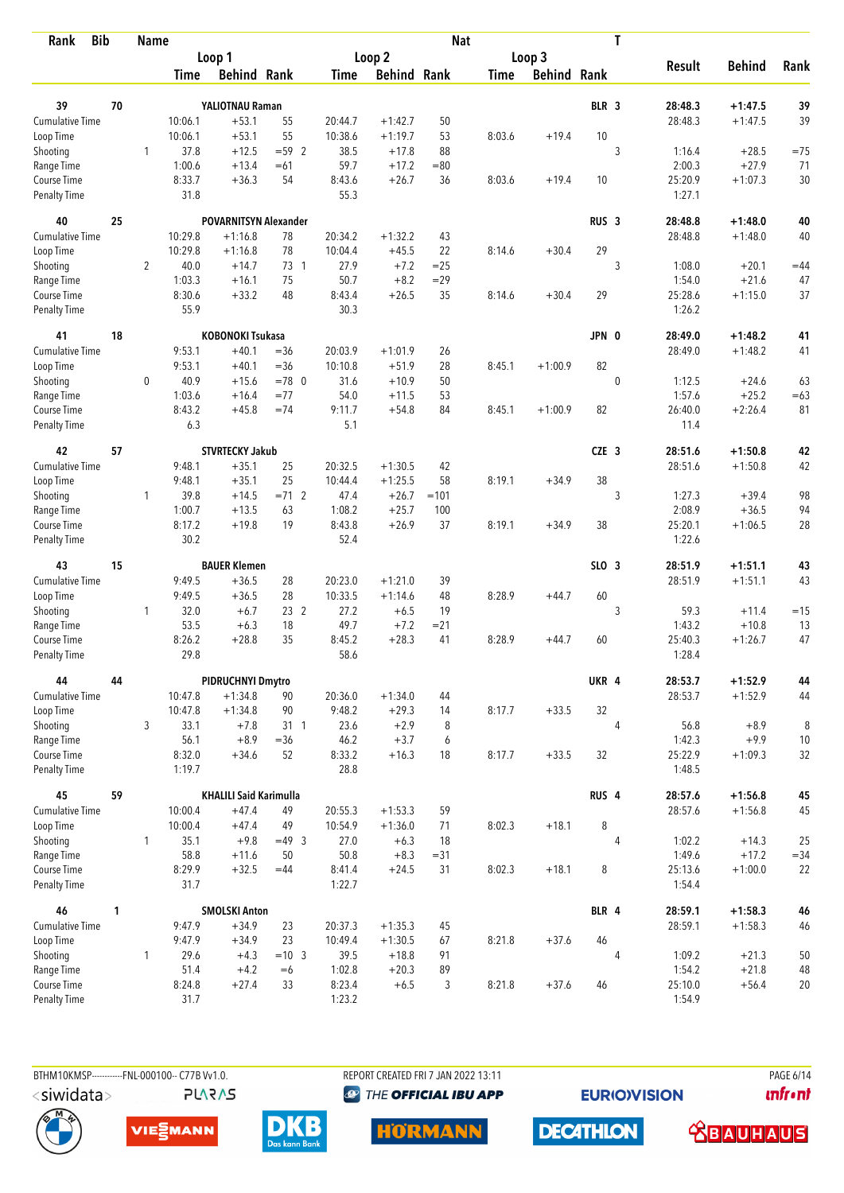| Rank | Bib | Name | | | | | | Nat | | | T | | | |
|---|---|---|---|---|---|---|---|---|---|---|---|---|---|---|
| | | | Loop 1 | | | Loop 2 | | | Loop 3 | | | Result | Behind | Rank |
| | | | Time | Behind | Rank | Time | Behind | Rank | Time | Behind | Rank | | | |
| **39** | **70** | **YALIOTNAU Raman** | | | | | | | | | **BLR 3** | **28:48.3** | **+1:47.5** | **39** |
| Cumulative Time | | | 10:06.1 | +53.1 | 55 | 20:44.7 | +1:42.7 | 50 | | | | 28:48.3 | +1:47.5 | 39 |
| Loop Time | | | 10:06.1 | +53.1 | 55 | 10:38.6 | +1:19.7 | 53 | 8:03.6 | +19.4 | 10 | | | |
| Shooting | | 1 | 37.8 | +12.5 | =59 2 | 38.5 | +17.8 | 88 | | | 3 | 1:16.4 | +28.5 | =75 |
| Range Time | | | 1:00.6 | +13.4 | =61 | 59.7 | +17.2 | =80 | | | | 2:00.3 | +27.9 | 71 |
| Course Time | | | 8:33.7 | +36.3 | 54 | 8:43.6 | +26.7 | 36 | 8:03.6 | +19.4 | 10 | 25:20.9 | +1:07.3 | 30 |
| Penalty Time | | | 31.8 | | | 55.3 | | | | | | 1:27.1 | | |
| **40** | **25** | **POVARNITSYN Alexander** | | | | | | | | | **RUS 3** | **28:48.8** | **+1:48.0** | **40** |
| Cumulative Time | | | 10:29.8 | +1:16.8 | 78 | 20:34.2 | +1:32.2 | 43 | | | | 28:48.8 | +1:48.0 | 40 |
| Loop Time | | | 10:29.8 | +1:16.8 | 78 | 10:04.4 | +45.5 | 22 | 8:14.6 | +30.4 | 29 | | | |
| Shooting | | 2 | 40.0 | +14.7 | 73 1 | 27.9 | +7.2 | =25 | | | 3 | 1:08.0 | +20.1 | =44 |
| Range Time | | | 1:03.3 | +16.1 | 75 | 50.7 | +8.2 | =29 | | | | 1:54.0 | +21.6 | 47 |
| Course Time | | | 8:30.6 | +33.2 | 48 | 8:43.4 | +26.5 | 35 | 8:14.6 | +30.4 | 29 | 25:28.6 | +1:15.0 | 37 |
| Penalty Time | | | 55.9 | | | 30.3 | | | | | | 1:26.2 | | |
| **41** | **18** | **KOBONOKI Tsukasa** | | | | | | | | | **JPN 0** | **28:49.0** | **+1:48.2** | **41** |
| Cumulative Time | | | 9:53.1 | +40.1 | =36 | 20:03.9 | +1:01.9 | 26 | | | | 28:49.0 | +1:48.2 | 41 |
| Loop Time | | | 9:53.1 | +40.1 | =36 | 10:10.8 | +51.9 | 28 | 8:45.1 | +1:00.9 | 82 | | | |
| Shooting | | 0 | 40.9 | +15.6 | =78 0 | 31.6 | +10.9 | 50 | | | 0 | 1:12.5 | +24.6 | 63 |
| Range Time | | | 1:03.6 | +16.4 | =77 | 54.0 | +11.5 | 53 | | | | 1:57.6 | +25.2 | =63 |
| Course Time | | | 8:43.2 | +45.8 | =74 | 9:11.7 | +54.8 | 84 | 8:45.1 | +1:00.9 | 82 | 26:40.0 | +2:26.4 | 81 |
| Penalty Time | | | 6.3 | | | 5.1 | | | | | | 11.4 | | |
| **42** | **57** | **STVRTECKY Jakub** | | | | | | | | | **CZE 3** | **28:51.6** | **+1:50.8** | **42** |
| Cumulative Time | | | 9:48.1 | +35.1 | 25 | 20:32.5 | +1:30.5 | 42 | | | | 28:51.6 | +1:50.8 | 42 |
| Loop Time | | | 9:48.1 | +35.1 | 25 | 10:44.4 | +1:25.5 | 58 | 8:19.1 | +34.9 | 38 | | | |
| Shooting | | 1 | 39.8 | +14.5 | =71 2 | 47.4 | +26.7 | =101 | | | 3 | 1:27.3 | +39.4 | 98 |
| Range Time | | | 1:00.7 | +13.5 | 63 | 1:08.2 | +25.7 | 100 | | | | 2:08.9 | +36.5 | 94 |
| Course Time | | | 8:17.2 | +19.8 | 19 | 8:43.8 | +26.9 | 37 | 8:19.1 | +34.9 | 38 | 25:20.1 | +1:06.5 | 28 |
| Penalty Time | | | 30.2 | | | 52.4 | | | | | | 1:22.6 | | |
| **43** | **15** | **BAUER Klemen** | | | | | | | | | **SLO 3** | **28:51.9** | **+1:51.1** | **43** |
| Cumulative Time | | | 9:49.5 | +36.5 | 28 | 20:23.0 | +1:21.0 | 39 | | | | 28:51.9 | +1:51.1 | 43 |
| Loop Time | | | 9:49.5 | +36.5 | 28 | 10:33.5 | +1:14.6 | 48 | 8:28.9 | +44.7 | 60 | | | |
| Shooting | | 1 | 32.0 | +6.7 | 23 2 | 27.2 | +6.5 | 19 | | | 3 | 59.3 | +11.4 | =15 |
| Range Time | | | 53.5 | +6.3 | 18 | 49.7 | +7.2 | =21 | | | | 1:43.2 | +10.8 | 13 |
| Course Time | | | 8:26.2 | +28.8 | 35 | 8:45.2 | +28.3 | 41 | 8:28.9 | +44.7 | 60 | 25:40.3 | +1:26.7 | 47 |
| Penalty Time | | | 29.8 | | | 58.6 | | | | | | 1:28.4 | | |
| **44** | **44** | **PIDRUCHNYI Dmytro** | | | | | | | | | **UKR 4** | **28:53.7** | **+1:52.9** | **44** |
| Cumulative Time | | | 10:47.8 | +1:34.8 | 90 | 20:36.0 | +1:34.0 | 44 | | | | 28:53.7 | +1:52.9 | 44 |
| Loop Time | | | 10:47.8 | +1:34.8 | 90 | 9:48.2 | +29.3 | 14 | 8:17.7 | +33.5 | 32 | | | |
| Shooting | | 3 | 33.1 | +7.8 | 31 1 | 23.6 | +2.9 | 8 | | | 4 | 56.8 | +8.9 | 8 |
| Range Time | | | 56.1 | +8.9 | =36 | 46.2 | +3.7 | 6 | | | | 1:42.3 | +9.9 | 10 |
| Course Time | | | 8:32.0 | +34.6 | 52 | 8:33.2 | +16.3 | 18 | 8:17.7 | +33.5 | 32 | 25:22.9 | +1:09.3 | 32 |
| Penalty Time | | | 1:19.7 | | | 28.8 | | | | | | 1:48.5 | | |
| **45** | **59** | **KHALILI Said Karimulla** | | | | | | | | | **RUS 4** | **28:57.6** | **+1:56.8** | **45** |
| Cumulative Time | | | 10:00.4 | +47.4 | 49 | 20:55.3 | +1:53.3 | 59 | | | | 28:57.6 | +1:56.8 | 45 |
| Loop Time | | | 10:00.4 | +47.4 | 49 | 10:54.9 | +1:36.0 | 71 | 8:02.3 | +18.1 | 8 | | | |
| Shooting | | 1 | 35.1 | +9.8 | =49 3 | 27.0 | +6.3 | 18 | | | 4 | 1:02.2 | +14.3 | 25 |
| Range Time | | | 58.8 | +11.6 | 50 | 50.8 | +8.3 | =31 | | | | 1:49.6 | +17.2 | =34 |
| Course Time | | | 8:29.9 | +32.5 | =44 | 8:41.4 | +24.5 | 31 | 8:02.3 | +18.1 | 8 | 25:13.6 | +1:00.0 | 22 |
| Penalty Time | | | 31.7 | | | 1:22.7 | | | | | | 1:54.4 | | |
| **46** | **1** | **SMOLSKI Anton** | | | | | | | | | **BLR 4** | **28:59.1** | **+1:58.3** | **46** |
| Cumulative Time | | | 9:47.9 | +34.9 | 23 | 20:37.3 | +1:35.3 | 45 | | | | 28:59.1 | +1:58.3 | 46 |
| Loop Time | | | 9:47.9 | +34.9 | 23 | 10:49.4 | +1:30.5 | 67 | 8:21.8 | +37.6 | 46 | | | |
| Shooting | | 1 | 29.6 | +4.3 | =10 3 | 39.5 | +18.8 | 91 | | | 4 | 1:09.2 | +21.3 | 50 |
| Range Time | | | 51.4 | +4.2 | =6 | 1:02.8 | +20.3 | 89 | | | | 1:54.2 | +21.8 | 48 |
| Course Time | | | 8:24.8 | +27.4 | 33 | 8:23.4 | +6.5 | 3 | 8:21.8 | +37.6 | 46 | 25:10.0 | +56.4 | 20 |
| Penalty Time | | | 31.7 | | | 1:23.2 | | | | | | 1:54.9 | | |

BTHM10KMSP-----------FNL-000100-- C77B Vv1.0. REPORT CREATED FRI 7 JAN 2022 13:11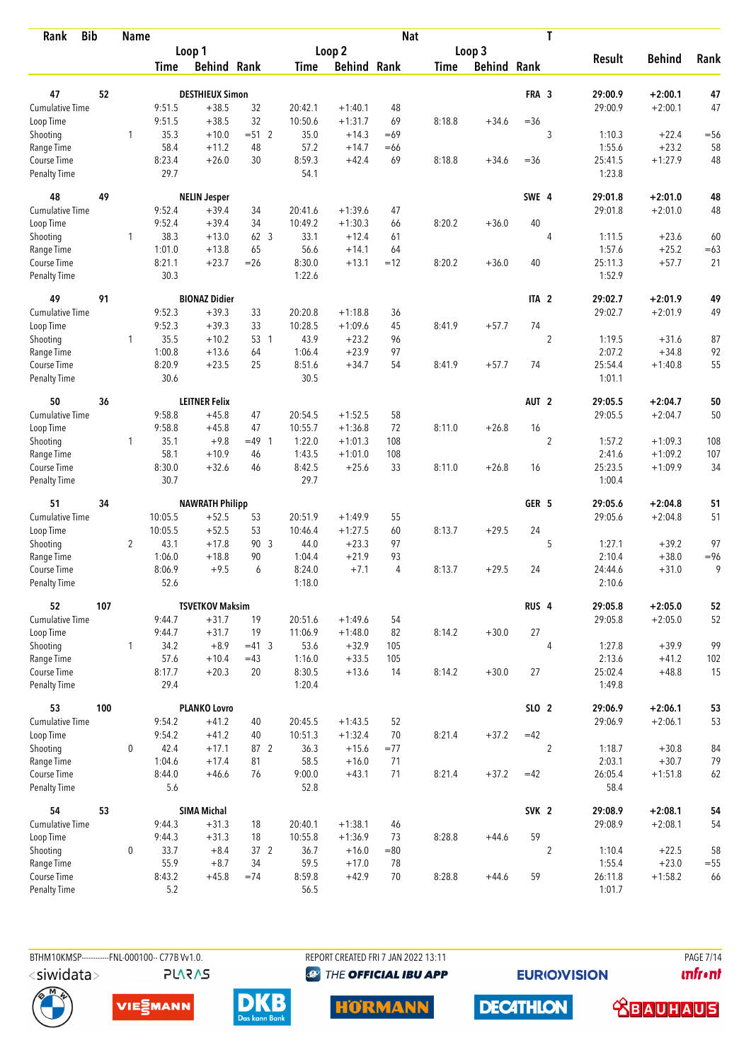| Rank | Bib | Name | | Loop 1 Time | Loop 1 Behind | Loop 1 Rank | | Loop 2 Time | Loop 2 Behind | Loop 2 Rank | Loop 3 Time | Loop 3 Behind | Loop 3 Rank | Nat | T | Result | Behind | Rank |
|---|---|---|---|---|---|---|---|---|---|---|---|---|---|---|---|---|---|---|
| 47 | 52 | DESTHIEUX Simon | | | | | | | | | | | | FRA | 3 | 29:00.9 | +2:00.1 | 47 |
| Cumulative Time | | | | 9:51.5 | +38.5 | 32 | | 20:42.1 | +1:40.1 | 48 | | | | | | 29:00.9 | +2:00.1 | 47 |
| Loop Time | | | | 9:51.5 | +38.5 | 32 | | 10:50.6 | +1:31.7 | 69 | 8:18.8 | +34.6 | =36 | | | | | |
| Shooting | | | 1 | 35.3 | +10.0 | =51 | 2 | 35.0 | +14.3 | =69 | | | | | 3 | 1:10.3 | +22.4 | =56 |
| Range Time | | | | 58.4 | +11.2 | 48 | | 57.2 | +14.7 | =66 | | | | | | 1:55.6 | +23.2 | 58 |
| Course Time | | | | 8:23.4 | +26.0 | 30 | | 8:59.3 | +42.4 | 69 | 8:18.8 | +34.6 | =36 | | | 25:41.5 | +1:27.9 | 48 |
| Penalty Time | | | | 29.7 | | | | 54.1 | | | | | | | | 1:23.8 | | |
| 48 | 49 | NELIN Jesper | | | | | | | | | | | | SWE | 4 | 29:01.8 | +2:01.0 | 48 |
| Cumulative Time | | | | 9:52.4 | +39.4 | 34 | | 20:41.6 | +1:39.6 | 47 | | | | | | 29:01.8 | +2:01.0 | 48 |
| Loop Time | | | | 9:52.4 | +39.4 | 34 | | 10:49.2 | +1:30.3 | 66 | 8:20.2 | +36.0 | 40 | | | | | |
| Shooting | | | 1 | 38.3 | +13.0 | 62 | 3 | 33.1 | +12.4 | 61 | | | | | 4 | 1:11.5 | +23.6 | 60 |
| Range Time | | | | 1:01.0 | +13.8 | 65 | | 56.6 | +14.1 | 64 | | | | | | 1:57.6 | +25.2 | =63 |
| Course Time | | | | 8:21.1 | +23.7 | =26 | | 8:30.0 | +13.1 | =12 | 8:20.2 | +36.0 | 40 | | | 25:11.3 | +57.7 | 21 |
| Penalty Time | | | | 30.3 | | | | 1:22.6 | | | | | | | | 1:52.9 | | |
| 49 | 91 | BIONAZ Didier | | | | | | | | | | | | ITA | 2 | 29:02.7 | +2:01.9 | 49 |
| Cumulative Time | | | | 9:52.3 | +39.3 | 33 | | 20:20.8 | +1:18.8 | 36 | | | | | | 29:02.7 | +2:01.9 | 49 |
| Loop Time | | | | 9:52.3 | +39.3 | 33 | | 10:28.5 | +1:09.6 | 45 | 8:41.9 | +57.7 | 74 | | | | | |
| Shooting | | | 1 | 35.5 | +10.2 | 53 | 1 | 43.9 | +23.2 | 96 | | | | | 2 | 1:19.5 | +31.6 | 87 |
| Range Time | | | | 1:00.8 | +13.6 | 64 | | 1:06.4 | +23.9 | 97 | | | | | | 2:07.2 | +34.8 | 92 |
| Course Time | | | | 8:20.9 | +23.5 | 25 | | 8:51.6 | +34.7 | 54 | 8:41.9 | +57.7 | 74 | | | 25:54.4 | +1:40.8 | 55 |
| Penalty Time | | | | 30.6 | | | | 30.5 | | | | | | | | 1:01.1 | | |
| 50 | 36 | LEITNER Felix | | | | | | | | | | | | AUT | 2 | 29:05.5 | +2:04.7 | 50 |
| Cumulative Time | | | | 9:58.8 | +45.8 | 47 | | 20:54.5 | +1:52.5 | 58 | | | | | | 29:05.5 | +2:04.7 | 50 |
| Loop Time | | | | 9:58.8 | +45.8 | 47 | | 10:55.7 | +1:36.8 | 72 | 8:11.0 | +26.8 | 16 | | | | | |
| Shooting | | | 1 | 35.1 | +9.8 | =49 | 1 | 1:22.0 | +1:01.3 | 108 | | | | | 2 | 1:57.2 | +1:09.3 | 108 |
| Range Time | | | | 58.1 | +10.9 | 46 | | 1:43.5 | +1:01.0 | 108 | | | | | | 2:41.6 | +1:09.2 | 107 |
| Course Time | | | | 8:30.0 | +32.6 | 46 | | 8:42.5 | +25.6 | 33 | 8:11.0 | +26.8 | 16 | | | 25:23.5 | +1:09.9 | 34 |
| Penalty Time | | | | 30.7 | | | | 29.7 | | | | | | | | 1:00.4 | | |
| 51 | 34 | NAWRATH Philipp | | | | | | | | | | | | GER | 5 | 29:05.6 | +2:04.8 | 51 |
| Cumulative Time | | | | 10:05.5 | +52.5 | 53 | | 20:51.9 | +1:49.9 | 55 | | | | | | 29:05.6 | +2:04.8 | 51 |
| Loop Time | | | | 10:05.5 | +52.5 | 53 | | 10:46.4 | +1:27.5 | 60 | 8:13.7 | +29.5 | 24 | | | | | |
| Shooting | | | 2 | 43.1 | +17.8 | 90 | 3 | 44.0 | +23.3 | 97 | | | | | 5 | 1:27.1 | +39.2 | 97 |
| Range Time | | | | 1:06.0 | +18.8 | 90 | | 1:04.4 | +21.9 | 93 | | | | | | 2:10.4 | +38.0 | =96 |
| Course Time | | | | 8:06.9 | +9.5 | 6 | | 8:24.0 | +7.1 | 4 | 8:13.7 | +29.5 | 24 | | | 24:44.6 | +31.0 | 9 |
| Penalty Time | | | | 52.6 | | | | 1:18.0 | | | | | | | | 2:10.6 | | |
| 52 | 107 | TSVETKOV Maksim | | | | | | | | | | | | RUS | 4 | 29:05.8 | +2:05.0 | 52 |
| Cumulative Time | | | | 9:44.7 | +31.7 | 19 | | 20:51.6 | +1:49.6 | 54 | | | | | | 29:05.8 | +2:05.0 | 52 |
| Loop Time | | | | 9:44.7 | +31.7 | 19 | | 11:06.9 | +1:48.0 | 82 | 8:14.2 | +30.0 | 27 | | | | | |
| Shooting | | | 1 | 34.2 | +8.9 | =41 | 3 | 53.6 | +32.9 | 105 | | | | | 4 | 1:27.8 | +39.9 | 99 |
| Range Time | | | | 57.6 | +10.4 | =43 | | 1:16.0 | +33.5 | 105 | | | | | | 2:13.6 | +41.2 | 102 |
| Course Time | | | | 8:17.7 | +20.3 | 20 | | 8:30.5 | +13.6 | 14 | 8:14.2 | +30.0 | 27 | | | 25:02.4 | +48.8 | 15 |
| Penalty Time | | | | 29.4 | | | | 1:20.4 | | | | | | | | 1:49.8 | | |
| 53 | 100 | PLANKO Lovro | | | | | | | | | | | | SLO | 2 | 29:06.9 | +2:06.1 | 53 |
| Cumulative Time | | | | 9:54.2 | +41.2 | 40 | | 20:45.5 | +1:43.5 | 52 | | | | | | 29:06.9 | +2:06.1 | 53 |
| Loop Time | | | | 9:54.2 | +41.2 | 40 | | 10:51.3 | +1:32.4 | 70 | 8:21.4 | +37.2 | =42 | | | | | |
| Shooting | | | 0 | 42.4 | +17.1 | 87 | 2 | 36.3 | +15.6 | =77 | | | | | 2 | 1:18.7 | +30.8 | 84 |
| Range Time | | | | 1:04.6 | +17.4 | 81 | | 58.5 | +16.0 | 71 | | | | | | 2:03.1 | +30.7 | 79 |
| Course Time | | | | 8:44.0 | +46.6 | 76 | | 9:00.0 | +43.1 | 71 | 8:21.4 | +37.2 | =42 | | | 26:05.4 | +1:51.8 | 62 |
| Penalty Time | | | | 5.6 | | | | 52.8 | | | | | | | | 58.4 | | |
| 54 | 53 | SIMA Michal | | | | | | | | | | | | SVK | 2 | 29:08.9 | +2:08.1 | 54 |
| Cumulative Time | | | | 9:44.3 | +31.3 | 18 | | 20:40.1 | +1:38.1 | 46 | | | | | | 29:08.9 | +2:08.1 | 54 |
| Loop Time | | | | 9:44.3 | +31.3 | 18 | | 10:55.8 | +1:36.9 | 73 | 8:28.8 | +44.6 | 59 | | | | | |
| Shooting | | | 0 | 33.7 | +8.4 | 37 | 2 | 36.7 | +16.0 | =80 | | | | | 2 | 1:10.4 | +22.5 | 58 |
| Range Time | | | | 55.9 | +8.7 | 34 | | 59.5 | +17.0 | 78 | | | | | | 1:55.4 | +23.0 | =55 |
| Course Time | | | | 8:43.2 | +45.8 | =74 | | 8:59.8 | +42.9 | 70 | 8:28.8 | +44.6 | 59 | | | 26:11.8 | +1:58.2 | 66 |
| Penalty Time | | | | 5.2 | | | | 56.5 | | | | | | | | 1:01.7 | | |

BTHM10KMSP-----------FNL-000100-- C77B Vv1.0. REPORT CREATED FRI 7 JAN 2022 13:11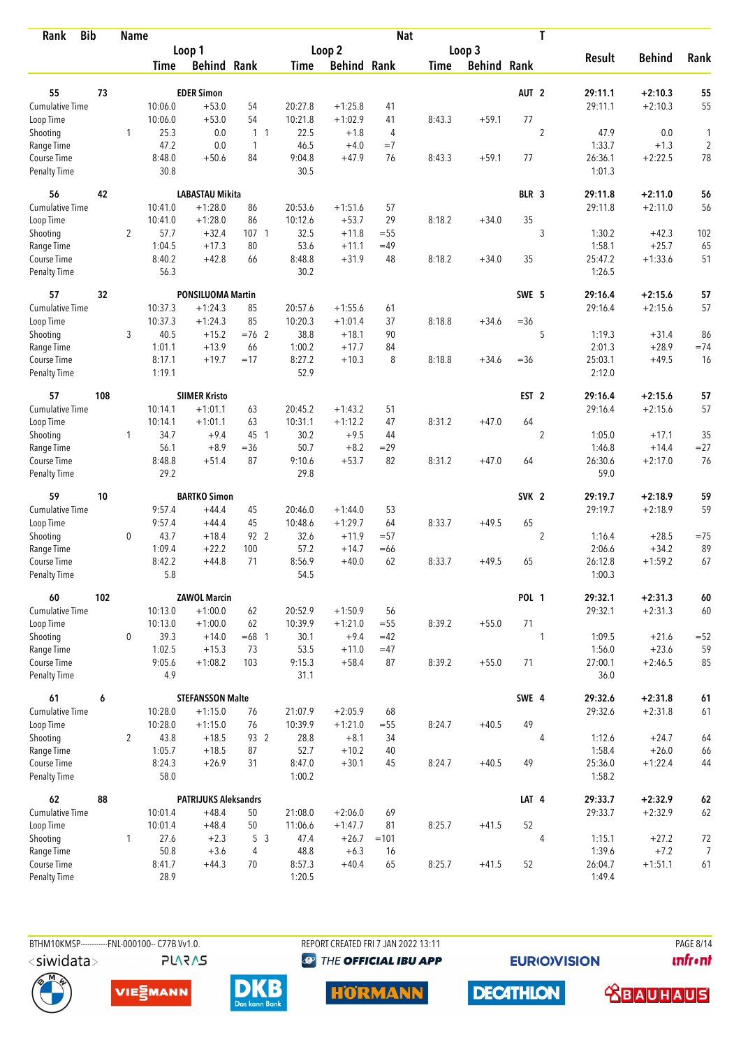| Rank | Bib | Name | | | | | | | Nat | | | | T | Result | Behind | Rank |
|---|---|---|---|---|---|---|---|---|---|---|---|---|---|---|---|---|
| | | | Loop 1 | | | Loop 2 | | | Loop 3 | | | | | | | |
| | | | Time | Behind | Rank | Time | Behind | Rank | Time | Behind | Rank | | | | | |
| 55 | 73 | EDER Simon | | | | | | | | | | AUT | 2 | 29:11.1 | +2:10.3 | 55 |
| Cumulative Time | | | 10:06.0 | +53.0 | 54 | 20:27.8 | +1:25.8 | 41 | | | | | | 29:11.1 | +2:10.3 | 55 |
| Loop Time | | | 10:06.0 | +53.0 | 54 | 10:21.8 | +1:02.9 | 41 | 8:43.3 | +59.1 | 77 | | | | | |
| Shooting | | 1 | 25.3 | 0.0 | 1 1 | 22.5 | +1.8 | 4 | | | | | 2 | 47.9 | 0.0 | 1 |
| Range Time | | | 47.2 | 0.0 | 1 | 46.5 | +4.0 | =7 | | | | | | 1:33.7 | +1.3 | 2 |
| Course Time | | | 8:48.0 | +50.6 | 84 | 9:04.8 | +47.9 | 76 | 8:43.3 | +59.1 | 77 | | | 26:36.1 | +2:22.5 | 78 |
| Penalty Time | | | 30.8 | | | 30.5 | | | | | | | | 1:01.3 | | |
| 56 | 42 | LABASTAU Mikita | | | | | | | | | | BLR | 3 | 29:11.8 | +2:11.0 | 56 |
| Cumulative Time | | | 10:41.0 | +1:28.0 | 86 | 20:53.6 | +1:51.6 | 57 | | | | | | 29:11.8 | +2:11.0 | 56 |
| Loop Time | | | 10:41.0 | +1:28.0 | 86 | 10:12.6 | +53.7 | 29 | 8:18.2 | +34.0 | 35 | | | | | |
| Shooting | | 2 | 57.7 | +32.4 | 107 1 | 32.5 | +11.8 | =55 | | | | | 3 | 1:30.2 | +42.3 | 102 |
| Range Time | | | 1:04.5 | +17.3 | 80 | 53.6 | +11.1 | =49 | | | | | | 1:58.1 | +25.7 | 65 |
| Course Time | | | 8:40.2 | +42.8 | 66 | 8:48.8 | +31.9 | 48 | 8:18.2 | +34.0 | 35 | | | 25:47.2 | +1:33.6 | 51 |
| Penalty Time | | | 56.3 | | | 30.2 | | | | | | | | 1:26.5 | | |
| 57 | 32 | PONSILUOMA Martin | | | | | | | | | | SWE | 5 | 29:16.4 | +2:15.6 | 57 |
| Cumulative Time | | | 10:37.3 | +1:24.3 | 85 | 20:57.6 | +1:55.6 | 61 | | | | | | 29:16.4 | +2:15.6 | 57 |
| Loop Time | | | 10:37.3 | +1:24.3 | 85 | 10:20.3 | +1:01.4 | 37 | 8:18.8 | +34.6 | =36 | | | | | |
| Shooting | | 3 | 40.5 | +15.2 | =76 2 | 38.8 | +18.1 | 90 | | | | | 5 | 1:19.3 | +31.4 | 86 |
| Range Time | | | 1:01.1 | +13.9 | 66 | 1:00.2 | +17.7 | 84 | | | | | | 2:01.3 | +28.9 | =74 |
| Course Time | | | 8:17.1 | +19.7 | =17 | 8:27.2 | +10.3 | 8 | 8:18.8 | +34.6 | =36 | | | 25:03.1 | +49.5 | 16 |
| Penalty Time | | | 1:19.1 | | | 52.9 | | | | | | | | 2:12.0 | | |
| 57 | 108 | SIIMER Kristo | | | | | | | | | | EST | 2 | 29:16.4 | +2:15.6 | 57 |
| Cumulative Time | | | 10:14.1 | +1:01.1 | 63 | 20:45.2 | +1:43.2 | 51 | | | | | | 29:16.4 | +2:15.6 | 57 |
| Loop Time | | | 10:14.1 | +1:01.1 | 63 | 10:31.1 | +1:12.2 | 47 | 8:31.2 | +47.0 | 64 | | | | | |
| Shooting | | 1 | 34.7 | +9.4 | 45 1 | 30.2 | +9.5 | 44 | | | | | 2 | 1:05.0 | +17.1 | 35 |
| Range Time | | | 56.1 | +8.9 | =36 | 50.7 | +8.2 | =29 | | | | | | 1:46.8 | +14.4 | =27 |
| Course Time | | | 8:48.8 | +51.4 | 87 | 9:10.6 | +53.7 | 82 | 8:31.2 | +47.0 | 64 | | | 26:30.6 | +2:17.0 | 76 |
| Penalty Time | | | 29.2 | | | 29.8 | | | | | | | | 59.0 | | |
| 59 | 10 | BARTKO Simon | | | | | | | | | | SVK | 2 | 29:19.7 | +2:18.9 | 59 |
| Cumulative Time | | | 9:57.4 | +44.4 | 45 | 20:46.0 | +1:44.0 | 53 | | | | | | 29:19.7 | +2:18.9 | 59 |
| Loop Time | | | 9:57.4 | +44.4 | 45 | 10:48.6 | +1:29.7 | 64 | 8:33.7 | +49.5 | 65 | | | | | |
| Shooting | | 0 | 43.7 | +18.4 | 92 2 | 32.6 | +11.9 | =57 | | | | | 2 | 1:16.4 | +28.5 | =75 |
| Range Time | | | 1:09.4 | +22.2 | 100 | 57.2 | +14.7 | =66 | | | | | | 2:06.6 | +34.2 | 89 |
| Course Time | | | 8:42.2 | +44.8 | 71 | 8:56.9 | +40.0 | 62 | 8:33.7 | +49.5 | 65 | | | 26:12.8 | +1:59.2 | 67 |
| Penalty Time | | | 5.8 | | | 54.5 | | | | | | | | 1:00.3 | | |
| 60 | 102 | ZAWOL Marcin | | | | | | | | | | POL | 1 | 29:32.1 | +2:31.3 | 60 |
| Cumulative Time | | | 10:13.0 | +1:00.0 | 62 | 20:52.9 | +1:50.9 | 56 | | | | | | 29:32.1 | +2:31.3 | 60 |
| Loop Time | | | 10:13.0 | +1:00.0 | 62 | 10:39.9 | +1:21.0 | =55 | 8:39.2 | +55.0 | 71 | | | | | |
| Shooting | | 0 | 39.3 | +14.0 | =68 1 | 30.1 | +9.4 | =42 | | | | | 1 | 1:09.5 | +21.6 | =52 |
| Range Time | | | 1:02.5 | +15.3 | 73 | 53.5 | +11.0 | =47 | | | | | | 1:56.0 | +23.6 | 59 |
| Course Time | | | 9:05.6 | +1:08.2 | 103 | 9:15.3 | +58.4 | 87 | 8:39.2 | +55.0 | 71 | | | 27:00.1 | +2:46.5 | 85 |
| Penalty Time | | | 4.9 | | | 31.1 | | | | | | | | 36.0 | | |
| 61 | 6 | STEFANSSON Malte | | | | | | | | | | SWE | 4 | 29:32.6 | +2:31.8 | 61 |
| Cumulative Time | | | 10:28.0 | +1:15.0 | 76 | 21:07.9 | +2:05.9 | 68 | | | | | | 29:32.6 | +2:31.8 | 61 |
| Loop Time | | | 10:28.0 | +1:15.0 | 76 | 10:39.9 | +1:21.0 | =55 | 8:24.7 | +40.5 | 49 | | | | | |
| Shooting | | 2 | 43.8 | +18.5 | 93 2 | 28.8 | +8.1 | 34 | | | | | 4 | 1:12.6 | +24.7 | 64 |
| Range Time | | | 1:05.7 | +18.5 | 87 | 52.7 | +10.2 | 40 | | | | | | 1:58.4 | +26.0 | 66 |
| Course Time | | | 8:24.3 | +26.9 | 31 | 8:47.0 | +30.1 | 45 | 8:24.7 | +40.5 | 49 | | | 25:36.0 | +1:22.4 | 44 |
| Penalty Time | | | 58.0 | | | 1:00.2 | | | | | | | | 1:58.2 | | |
| 62 | 88 | PATRIJUKS Aleksandrs | | | | | | | | | | LAT | 4 | 29:33.7 | +2:32.9 | 62 |
| Cumulative Time | | | 10:01.4 | +48.4 | 50 | 21:08.0 | +2:06.0 | 69 | | | | | | 29:33.7 | +2:32.9 | 62 |
| Loop Time | | | 10:01.4 | +48.4 | 50 | 11:06.6 | +1:47.7 | 81 | 8:25.7 | +41.5 | 52 | | | | | |
| Shooting | | 1 | 27.6 | +2.3 | 5 3 | 47.4 | +26.7 | =101 | | | | | 4 | 1:15.1 | +27.2 | 72 |
| Range Time | | | 50.8 | +3.6 | 4 | 48.8 | +6.3 | 16 | | | | | | 1:39.6 | +7.2 | 7 |
| Course Time | | | 8:41.7 | +44.3 | 70 | 8:57.3 | +40.4 | 65 | 8:25.7 | +41.5 | 52 | | | 26:04.7 | +1:51.1 | 61 |
| Penalty Time | | | 28.9 | | | 1:20.5 | | | | | | | | 1:49.4 | | |

BTHM10KMSP-----------FNL-000100-- C77B Vv1.0. REPORT CREATED FRI 7 JAN 2022 13:11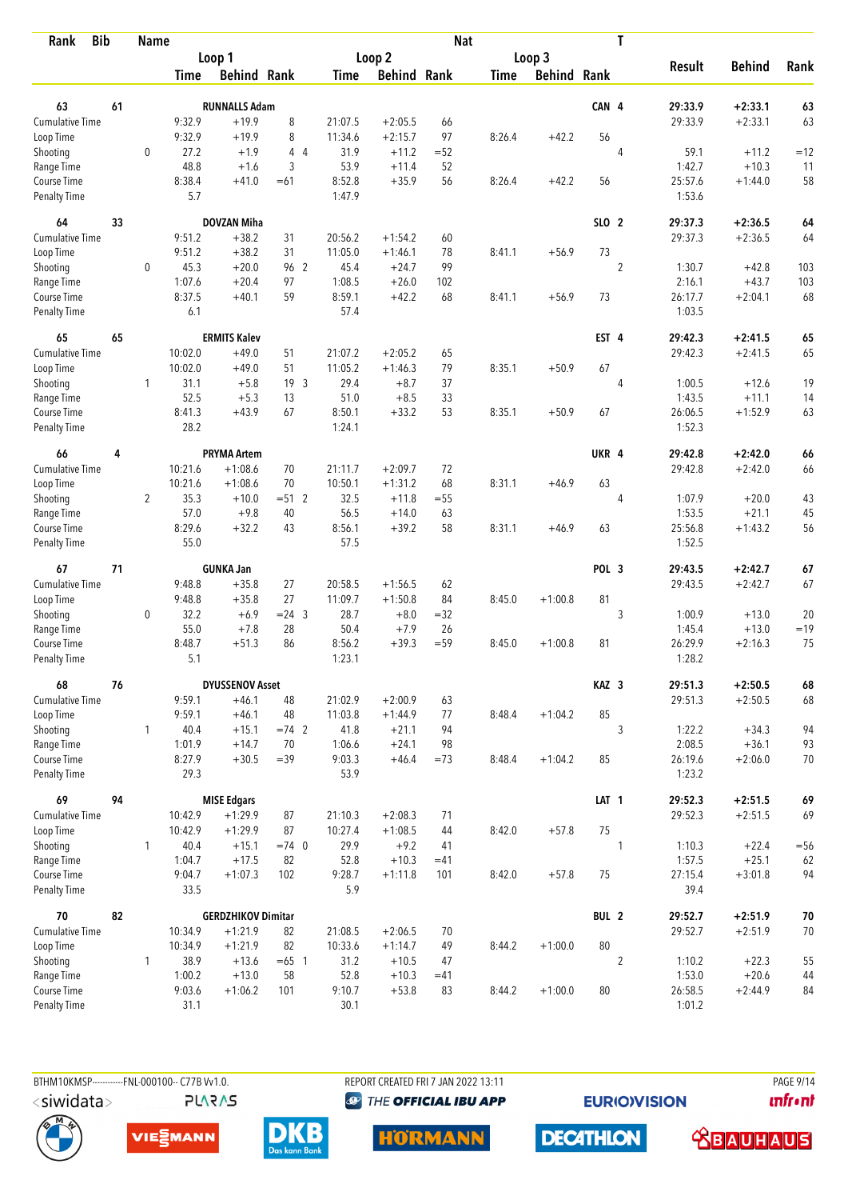| Rank | Bib | Name | | Loop 1 | | | Loop 2 | | | Nat | Loop 3 | | T | Result | Behind | Rank |
|---|---|---|---|---|---|---|---|---|---|---|---|---|---|---|---|---|
| | | | | Time | Behind | Rank | Time | Behind | Rank | Time | Behind | Rank | | | | |
| 63 | 61 | RUNNALLS Adam | | | | | | | | | | CAN | 4 | 29:33.9 | +2:33.1 | 63 |
| Cumulative Time | | | | 9:32.9 | +19.9 | 8 | 21:07.5 | +2:05.5 | 66 | | | | | 29:33.9 | +2:33.1 | 63 |
| Loop Time | | | | 9:32.9 | +19.9 | 8 | 11:34.6 | +2:15.7 | 97 | 8:26.4 | +42.2 | 56 | | | | |
| Shooting | | 0 | | 27.2 | +1.9 | 4 4 | 31.9 | +11.2 | =52 | | | | 4 | 59.1 | +11.2 | =12 |
| Range Time | | | | 48.8 | +1.6 | 3 | 53.9 | +11.4 | 52 | | | | | 1:42.7 | +10.3 | 11 |
| Course Time | | | | 8:38.4 | +41.0 | =61 | 8:52.8 | +35.9 | 56 | 8:26.4 | +42.2 | 56 | | 25:57.6 | +1:44.0 | 58 |
| Penalty Time | | | | 5.7 | | | 1:47.9 | | | | | | | 1:53.6 | | |
| 64 | 33 | DOVZAN Miha | | | | | | | | | | SLO | 2 | 29:37.3 | +2:36.5 | 64 |
| Cumulative Time | | | | 9:51.2 | +38.2 | 31 | 20:56.2 | +1:54.2 | 60 | | | | | 29:37.3 | +2:36.5 | 64 |
| Loop Time | | | | 9:51.2 | +38.2 | 31 | 11:05.0 | +1:46.1 | 78 | 8:41.1 | +56.9 | 73 | | | | |
| Shooting | | 0 | | 45.3 | +20.0 | 96 2 | 45.4 | +24.7 | 99 | | | | 2 | 1:30.7 | +42.8 | 103 |
| Range Time | | | | 1:07.6 | +20.4 | 97 | 1:08.5 | +26.0 | 102 | | | | | 2:16.1 | +43.7 | 103 |
| Course Time | | | | 8:37.5 | +40.1 | 59 | 8:59.1 | +42.2 | 68 | 8:41.1 | +56.9 | 73 | | 26:17.7 | +2:04.1 | 68 |
| Penalty Time | | | | 6.1 | | | 57.4 | | | | | | | 1:03.5 | | |
| 65 | 65 | ERMITS Kalev | | | | | | | | | | EST | 4 | 29:42.3 | +2:41.5 | 65 |
| Cumulative Time | | | | 10:02.0 | +49.0 | 51 | 21:07.2 | +2:05.2 | 65 | | | | | 29:42.3 | +2:41.5 | 65 |
| Loop Time | | | | 10:02.0 | +49.0 | 51 | 11:05.2 | +1:46.3 | 79 | 8:35.1 | +50.9 | 67 | | | | |
| Shooting | | 1 | | 31.1 | +5.8 | 19 3 | 29.4 | +8.7 | 37 | | | | 4 | 1:00.5 | +12.6 | 19 |
| Range Time | | | | 52.5 | +5.3 | 13 | 51.0 | +8.5 | 33 | | | | | 1:43.5 | +11.1 | 14 |
| Course Time | | | | 8:41.3 | +43.9 | 67 | 8:50.1 | +33.2 | 53 | 8:35.1 | +50.9 | 67 | | 26:06.5 | +1:52.9 | 63 |
| Penalty Time | | | | 28.2 | | | 1:24.1 | | | | | | | 1:52.3 | | |
| 66 | 4 | PRYMA Artem | | | | | | | | | | UKR | 4 | 29:42.8 | +2:42.0 | 66 |
| Cumulative Time | | | | 10:21.6 | +1:08.6 | 70 | 21:11.7 | +2:09.7 | 72 | | | | | 29:42.8 | +2:42.0 | 66 |
| Loop Time | | | | 10:21.6 | +1:08.6 | 70 | 10:50.1 | +1:31.2 | 68 | 8:31.1 | +46.9 | 63 | | | | |
| Shooting | | 2 | | 35.3 | +10.0 | =51 2 | 32.5 | +11.8 | =55 | | | | 4 | 1:07.9 | +20.0 | 43 |
| Range Time | | | | 57.0 | +9.8 | 40 | 56.5 | +14.0 | 63 | | | | | 1:53.5 | +21.1 | 45 |
| Course Time | | | | 8:29.6 | +32.2 | 43 | 8:56.1 | +39.2 | 58 | 8:31.1 | +46.9 | 63 | | 25:56.8 | +1:43.2 | 56 |
| Penalty Time | | | | 55.0 | | | 57.5 | | | | | | | 1:52.5 | | |
| 67 | 71 | GUNKA Jan | | | | | | | | | | POL | 3 | 29:43.5 | +2:42.7 | 67 |
| Cumulative Time | | | | 9:48.8 | +35.8 | 27 | 20:58.5 | +1:56.5 | 62 | | | | | 29:43.5 | +2:42.7 | 67 |
| Loop Time | | | | 9:48.8 | +35.8 | 27 | 11:09.7 | +1:50.8 | 84 | 8:45.0 | +1:00.8 | 81 | | | | |
| Shooting | | 0 | | 32.2 | +6.9 | =24 3 | 28.7 | +8.0 | =32 | | | | 3 | 1:00.9 | +13.0 | 20 |
| Range Time | | | | 55.0 | +7.8 | 28 | 50.4 | +7.9 | 26 | | | | | 1:45.4 | +13.0 | =19 |
| Course Time | | | | 8:48.7 | +51.3 | 86 | 8:56.2 | +39.3 | =59 | 8:45.0 | +1:00.8 | 81 | | 26:29.9 | +2:16.3 | 75 |
| Penalty Time | | | | 5.1 | | | 1:23.1 | | | | | | | 1:28.2 | | |
| 68 | 76 | DYUSSENOV Asset | | | | | | | | | | KAZ | 3 | 29:51.3 | +2:50.5 | 68 |
| Cumulative Time | | | | 9:59.1 | +46.1 | 48 | 21:02.9 | +2:00.9 | 63 | | | | | 29:51.3 | +2:50.5 | 68 |
| Loop Time | | | | 9:59.1 | +46.1 | 48 | 11:03.8 | +1:44.9 | 77 | 8:48.4 | +1:04.2 | 85 | | | | |
| Shooting | | 1 | | 40.4 | +15.1 | =74 2 | 41.8 | +21.1 | 94 | | | | 3 | 1:22.2 | +34.3 | 94 |
| Range Time | | | | 1:01.9 | +14.7 | 70 | 1:06.6 | +24.1 | 98 | | | | | 2:08.5 | +36.1 | 93 |
| Course Time | | | | 8:27.9 | +30.5 | =39 | 9:03.3 | +46.4 | =73 | 8:48.4 | +1:04.2 | 85 | | 26:19.6 | +2:06.0 | 70 |
| Penalty Time | | | | 29.3 | | | 53.9 | | | | | | | 1:23.2 | | |
| 69 | 94 | MISE Edgars | | | | | | | | | | LAT | 1 | 29:52.3 | +2:51.5 | 69 |
| Cumulative Time | | | | 10:42.9 | +1:29.9 | 87 | 21:10.3 | +2:08.3 | 71 | | | | | 29:52.3 | +2:51.5 | 69 |
| Loop Time | | | | 10:42.9 | +1:29.9 | 87 | 10:27.4 | +1:08.5 | 44 | 8:42.0 | +57.8 | 75 | | | | |
| Shooting | | 1 | | 40.4 | +15.1 | =74 0 | 29.9 | +9.2 | 41 | | | | 1 | 1:10.3 | +22.4 | =56 |
| Range Time | | | | 1:04.7 | +17.5 | 82 | 52.8 | +10.3 | =41 | | | | | 1:57.5 | +25.1 | 62 |
| Course Time | | | | 9:04.7 | +1:07.3 | 102 | 9:28.7 | +1:11.8 | 101 | 8:42.0 | +57.8 | 75 | | 27:15.4 | +3:01.8 | 94 |
| Penalty Time | | | | 33.5 | | | 5.9 | | | | | | | 39.4 | | |
| 70 | 82 | GERDZHIKOV Dimitar | | | | | | | | | | BUL | 2 | 29:52.7 | +2:51.9 | 70 |
| Cumulative Time | | | | 10:34.9 | +1:21.9 | 82 | 21:08.5 | +2:06.5 | 70 | | | | | 29:52.7 | +2:51.9 | 70 |
| Loop Time | | | | 10:34.9 | +1:21.9 | 82 | 10:33.6 | +1:14.7 | 49 | 8:44.2 | +1:00.0 | 80 | | | | |
| Shooting | | 1 | | 38.9 | +13.6 | =65 1 | 31.2 | +10.5 | 47 | | | | 2 | 1:10.2 | +22.3 | 55 |
| Range Time | | | | 1:00.2 | +13.0 | 58 | 52.8 | +10.3 | =41 | | | | | 1:53.0 | +20.6 | 44 |
| Course Time | | | | 9:03.6 | +1:06.2 | 101 | 9:10.7 | +53.8 | 83 | 8:44.2 | +1:00.0 | 80 | | 26:58.5 | +2:44.9 | 84 |
| Penalty Time | | | | 31.1 | | | 30.1 | | | | | | | 1:01.2 | | |

BTHM10KMSP-----------FNL-000100-- C77B Vv1.0.    REPORT CREATED FRI 7 JAN 2022 13:11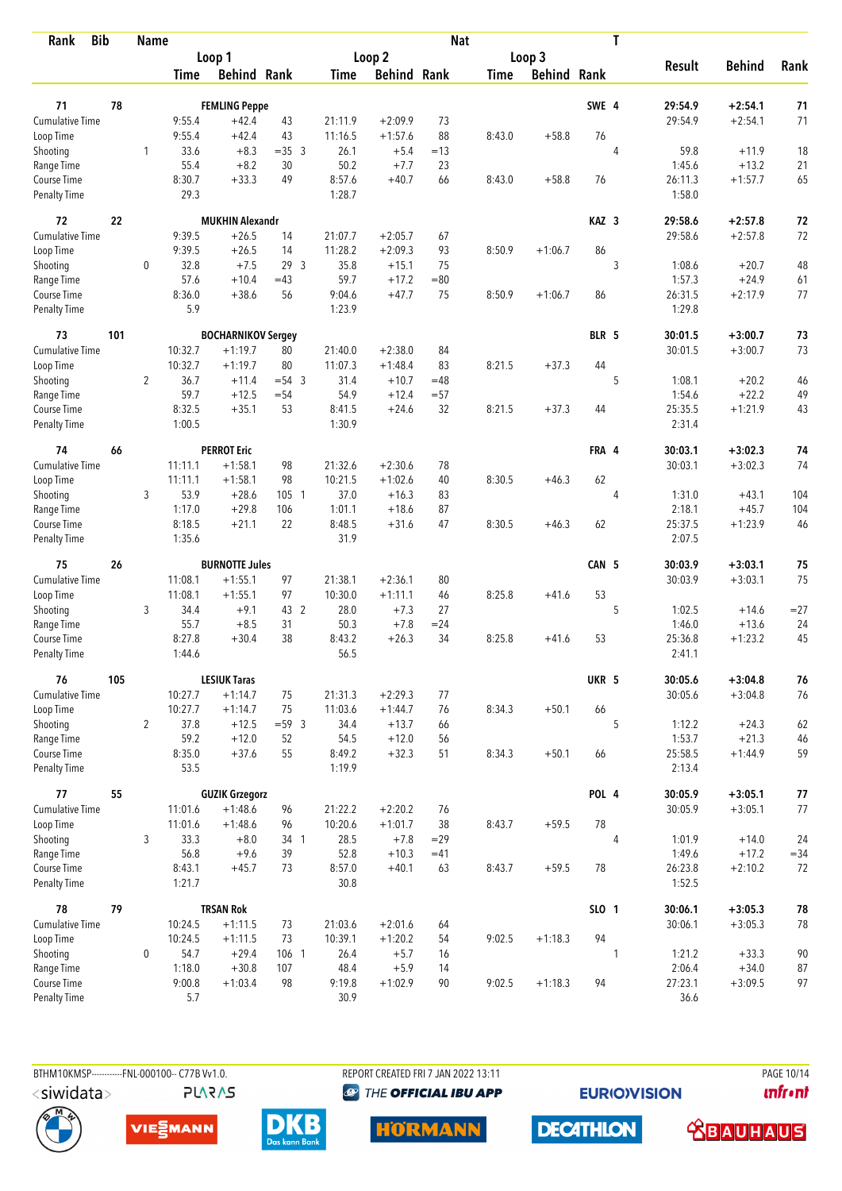| Rank | Bib | Name | | | | | | | Nat | | | T | | | |
|---|---|---|---|---|---|---|---|---|---|---|---|---|---|---|---|
| | | | Loop 1 | | | Loop 2 | | | Loop 3 | | | | Result | Behind | Rank |
| | | | Time | Behind | Rank | Time | Behind | Rank | Time | Behind | Rank | | | | |
| 71 | 78 | FEMLING Peppe | | | | | | | | | SWE | 4 | 29:54.9 | +2:54.1 | 71 |
| Cumulative Time | | | 9:55.4 | +42.4 | 43 | 21:11.9 | +2:09.9 | 73 | | | | | 29:54.9 | +2:54.1 | 71 |
| Loop Time | | | 9:55.4 | +42.4 | 43 | 11:16.5 | +1:57.6 | 88 | 8:43.0 | +58.8 | 76 | | | | |
| Shooting | | 1 | 33.6 | +8.3 | =35 3 | 26.1 | +5.4 | =13 | | | | 4 | 59.8 | +11.9 | 18 |
| Range Time | | | 55.4 | +8.2 | 30 | 50.2 | +7.7 | 23 | | | | | 1:45.6 | +13.2 | 21 |
| Course Time | | | 8:30.7 | +33.3 | 49 | 8:57.6 | +40.7 | 66 | 8:43.0 | +58.8 | 76 | | 26:11.3 | +1:57.7 | 65 |
| Penalty Time | | | 29.3 | | | 1:28.7 | | | | | | | 1:58.0 | | |
| 72 | 22 | MUKHIN Alexandr | | | | | | | | | KAZ | 3 | 29:58.6 | +2:57.8 | 72 |
| Cumulative Time | | | 9:39.5 | +26.5 | 14 | 21:07.7 | +2:05.7 | 67 | | | | | 29:58.6 | +2:57.8 | 72 |
| Loop Time | | | 9:39.5 | +26.5 | 14 | 11:28.2 | +2:09.3 | 93 | 8:50.9 | +1:06.7 | 86 | | | | |
| Shooting | | 0 | 32.8 | +7.5 | 29 3 | 35.8 | +15.1 | 75 | | | | 3 | 1:08.6 | +20.7 | 48 |
| Range Time | | | 57.6 | +10.4 | =43 | 59.7 | +17.2 | =80 | | | | | 1:57.3 | +24.9 | 61 |
| Course Time | | | 8:36.0 | +38.6 | 56 | 9:04.6 | +47.7 | 75 | 8:50.9 | +1:06.7 | 86 | | 26:31.5 | +2:17.9 | 77 |
| Penalty Time | | | 5.9 | | | 1:23.9 | | | | | | | 1:29.8 | | |
| 73 | 101 | BOCHARNIKOV Sergey | | | | | | | | | BLR | 5 | 30:01.5 | +3:00.7 | 73 |
| Cumulative Time | | | 10:32.7 | +1:19.7 | 80 | 21:40.0 | +2:38.0 | 84 | | | | | 30:01.5 | +3:00.7 | 73 |
| Loop Time | | | 10:32.7 | +1:19.7 | 80 | 11:07.3 | +1:48.4 | 83 | 8:21.5 | +37.3 | 44 | | | | |
| Shooting | | 2 | 36.7 | +11.4 | =54 3 | 31.4 | +10.7 | =48 | | | | 5 | 1:08.1 | +20.2 | 46 |
| Range Time | | | 59.7 | +12.5 | =54 | 54.9 | +12.4 | =57 | | | | | 1:54.6 | +22.2 | 49 |
| Course Time | | | 8:32.5 | +35.1 | 53 | 8:41.5 | +24.6 | 32 | 8:21.5 | +37.3 | 44 | | 25:35.5 | +1:21.9 | 43 |
| Penalty Time | | | 1:00.5 | | | 1:30.9 | | | | | | | 2:31.4 | | |
| 74 | 66 | PERROT Eric | | | | | | | | | FRA | 4 | 30:03.1 | +3:02.3 | 74 |
| Cumulative Time | | | 11:11.1 | +1:58.1 | 98 | 21:32.6 | +2:30.6 | 78 | | | | | 30:03.1 | +3:02.3 | 74 |
| Loop Time | | | 11:11.1 | +1:58.1 | 98 | 10:21.5 | +1:02.6 | 40 | 8:30.5 | +46.3 | 62 | | | | |
| Shooting | | 3 | 53.9 | +28.6 | 105 1 | 37.0 | +16.3 | 83 | | | | 4 | 1:31.0 | +43.1 | 104 |
| Range Time | | | 1:17.0 | +29.8 | 106 | 1:01.1 | +18.6 | 87 | | | | | 2:18.1 | +45.7 | 104 |
| Course Time | | | 8:18.5 | +21.1 | 22 | 8:48.5 | +31.6 | 47 | 8:30.5 | +46.3 | 62 | | 25:37.5 | +1:23.9 | 46 |
| Penalty Time | | | 1:35.6 | | | 31.9 | | | | | | | 2:07.5 | | |
| 75 | 26 | BURNOTTE Jules | | | | | | | | | CAN | 5 | 30:03.9 | +3:03.1 | 75 |
| Cumulative Time | | | 11:08.1 | +1:55.1 | 97 | 21:38.1 | +2:36.1 | 80 | | | | | 30:03.9 | +3:03.1 | 75 |
| Loop Time | | | 11:08.1 | +1:55.1 | 97 | 10:30.0 | +1:11.1 | 46 | 8:25.8 | +41.6 | 53 | | | | |
| Shooting | | 3 | 34.4 | +9.1 | 43 2 | 28.0 | +7.3 | 27 | | | | 5 | 1:02.5 | +14.6 | =27 |
| Range Time | | | 55.7 | +8.5 | 31 | 50.3 | +7.8 | =24 | | | | | 1:46.0 | +13.6 | 24 |
| Course Time | | | 8:27.8 | +30.4 | 38 | 8:43.2 | +26.3 | 34 | 8:25.8 | +41.6 | 53 | | 25:36.8 | +1:23.2 | 45 |
| Penalty Time | | | 1:44.6 | | | 56.5 | | | | | | | 2:41.1 | | |
| 76 | 105 | LESIUK Taras | | | | | | | | | UKR | 5 | 30:05.6 | +3:04.8 | 76 |
| Cumulative Time | | | 10:27.7 | +1:14.7 | 75 | 21:31.3 | +2:29.3 | 77 | | | | | 30:05.6 | +3:04.8 | 76 |
| Loop Time | | | 10:27.7 | +1:14.7 | 75 | 11:03.6 | +1:44.7 | 76 | 8:34.3 | +50.1 | 66 | | | | |
| Shooting | | 2 | 37.8 | +12.5 | =59 3 | 34.4 | +13.7 | 66 | | | | 5 | 1:12.2 | +24.3 | 62 |
| Range Time | | | 59.2 | +12.0 | 52 | 54.5 | +12.0 | 56 | | | | | 1:53.7 | +21.3 | 46 |
| Course Time | | | 8:35.0 | +37.6 | 55 | 8:49.2 | +32.3 | 51 | 8:34.3 | +50.1 | 66 | | 25:58.5 | +1:44.9 | 59 |
| Penalty Time | | | 53.5 | | | 1:19.9 | | | | | | | 2:13.4 | | |
| 77 | 55 | GUZIK Grzegorz | | | | | | | | | POL | 4 | 30:05.9 | +3:05.1 | 77 |
| Cumulative Time | | | 11:01.6 | +1:48.6 | 96 | 21:22.2 | +2:20.2 | 76 | | | | | 30:05.9 | +3:05.1 | 77 |
| Loop Time | | | 11:01.6 | +1:48.6 | 96 | 10:20.6 | +1:01.7 | 38 | 8:43.7 | +59.5 | 78 | | | | |
| Shooting | | 3 | 33.3 | +8.0 | 34 1 | 28.5 | +7.8 | =29 | | | | 4 | 1:01.9 | +14.0 | 24 |
| Range Time | | | 56.8 | +9.6 | 39 | 52.8 | +10.3 | =41 | | | | | 1:49.6 | +17.2 | =34 |
| Course Time | | | 8:43.1 | +45.7 | 73 | 8:57.0 | +40.1 | 63 | 8:43.7 | +59.5 | 78 | | 26:23.8 | +2:10.2 | 72 |
| Penalty Time | | | 1:21.7 | | | 30.8 | | | | | | | 1:52.5 | | |
| 78 | 79 | TRSAN Rok | | | | | | | | | SLO | 1 | 30:06.1 | +3:05.3 | 78 |
| Cumulative Time | | | 10:24.5 | +1:11.5 | 73 | 21:03.6 | +2:01.6 | 64 | | | | | 30:06.1 | +3:05.3 | 78 |
| Loop Time | | | 10:24.5 | +1:11.5 | 73 | 10:39.1 | +1:20.2 | 54 | 9:02.5 | +1:18.3 | 94 | | | | |
| Shooting | | 0 | 54.7 | +29.4 | 106 1 | 26.4 | +5.7 | 16 | | | | 1 | 1:21.2 | +33.3 | 90 |
| Range Time | | | 1:18.0 | +30.8 | 107 | 48.4 | +5.9 | 14 | | | | | 2:06.4 | +34.0 | 87 |
| Course Time | | | 9:00.8 | +1:03.4 | 98 | 9:19.8 | +1:02.9 | 90 | 9:02.5 | +1:18.3 | 94 | | 27:23.1 | +3:09.5 | 97 |
| Penalty Time | | | 5.7 | | | 30.9 | | | | | | | 36.6 | | |

BTHM10KMSP-----------FNL-000100-- C77B Vv1.0. REPORT CREATED FRI 7 JAN 2022 13:11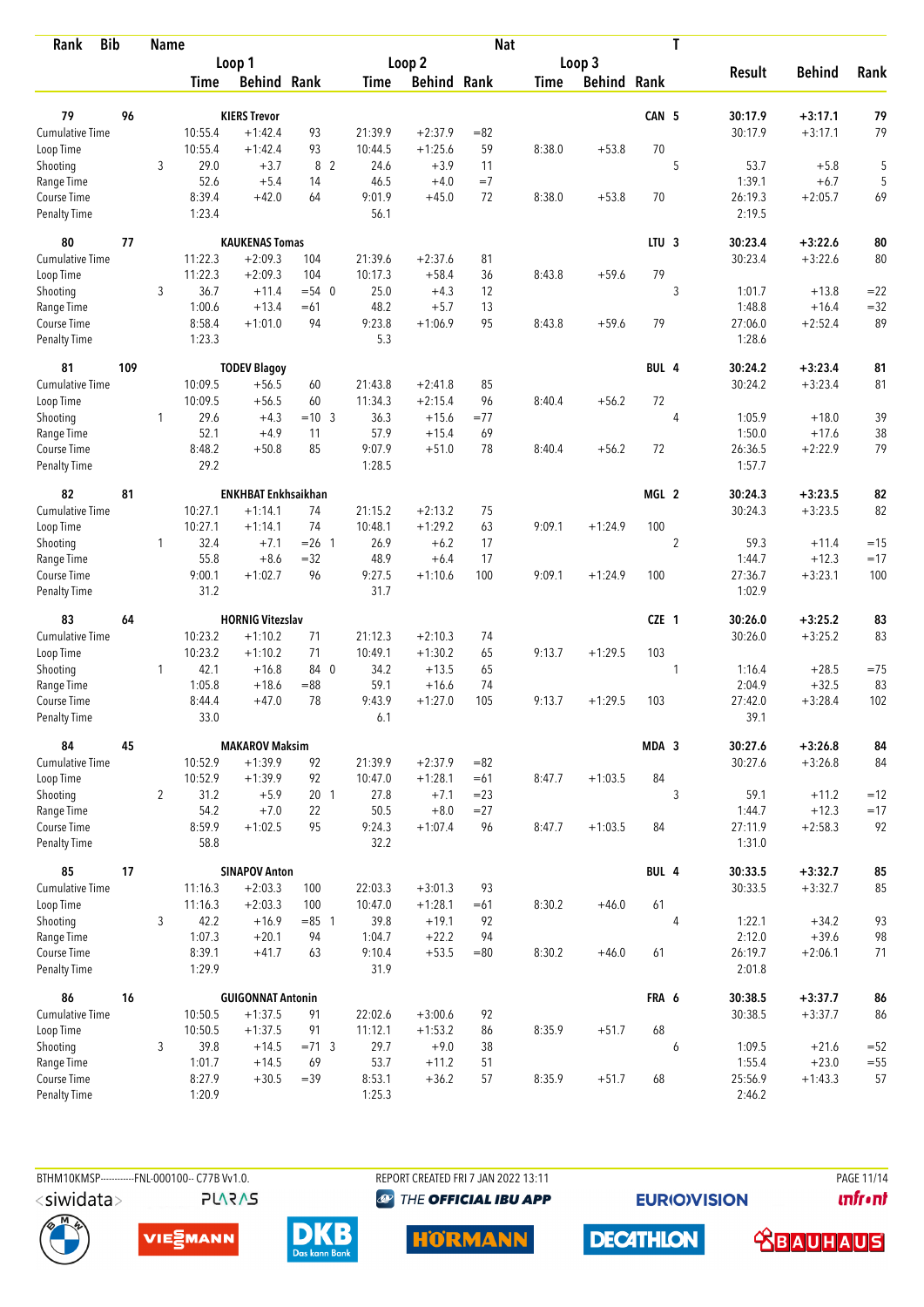| Rank | Bib | Name | | | | | | | Nat | | | T | | | |
|---|---|---|---|---|---|---|---|---|---|---|---|---|---|---|---|
| | | | Loop 1 | | | Loop 2 | | | Loop 3 | | | | Result | Behind | Rank |
| | | | Time | Behind | Rank | Time | Behind | Rank | Time | Behind | Rank | | | | |
| 79 | 96 | KIERS Trevor | | | | | | | | | CAN | 5 | 30:17.9 | +3:17.1 | 79 |
| Cumulative Time | | | 10:55.4 | +1:42.4 | 93 | 21:39.9 | +2:37.9 | =82 | | | | | 30:17.9 | +3:17.1 | 79 |
| Loop Time | | | 10:55.4 | +1:42.4 | 93 | 10:44.5 | +1:25.6 | 59 | 8:38.0 | +53.8 | 70 | | | | |
| Shooting | | 3 | 29.0 | +3.7 | 8 2 | 24.6 | +3.9 | 11 | | | | 5 | 53.7 | +5.8 | 5 |
| Range Time | | | 52.6 | +5.4 | 14 | 46.5 | +4.0 | =7 | | | | | 1:39.1 | +6.7 | 5 |
| Course Time | | | 8:39.4 | +42.0 | 64 | 9:01.9 | +45.0 | 72 | 8:38.0 | +53.8 | 70 | | 26:19.3 | +2:05.7 | 69 |
| Penalty Time | | | 1:23.4 | | | 56.1 | | | | | | | 2:19.5 | | |
| 80 | 77 | KAUKENAS Tomas | | | | | | | | | LTU | 3 | 30:23.4 | +3:22.6 | 80 |
| Cumulative Time | | | 11:22.3 | +2:09.3 | 104 | 21:39.6 | +2:37.6 | 81 | | | | | 30:23.4 | +3:22.6 | 80 |
| Loop Time | | | 11:22.3 | +2:09.3 | 104 | 10:17.3 | +58.4 | 36 | 8:43.8 | +59.6 | 79 | | | | |
| Shooting | | 3 | 36.7 | +11.4 | =54 0 | 25.0 | +4.3 | 12 | | | | 3 | 1:01.7 | +13.8 | =22 |
| Range Time | | | 1:00.6 | +13.4 | =61 | 48.2 | +5.7 | 13 | | | | | 1:48.8 | +16.4 | =32 |
| Course Time | | | 8:58.4 | +1:01.0 | 94 | 9:23.8 | +1:06.9 | 95 | 8:43.8 | +59.6 | 79 | | 27:06.0 | +2:52.4 | 89 |
| Penalty Time | | | 1:23.3 | | | 5.3 | | | | | | | 1:28.6 | | |
| 81 | 109 | TODEV Blagoy | | | | | | | | | BUL | 4 | 30:24.2 | +3:23.4 | 81 |
| Cumulative Time | | | 10:09.5 | +56.5 | 60 | 21:43.8 | +2:41.8 | 85 | | | | | 30:24.2 | +3:23.4 | 81 |
| Loop Time | | | 10:09.5 | +56.5 | 60 | 11:34.3 | +2:15.4 | 96 | 8:40.4 | +56.2 | 72 | | | | |
| Shooting | | 1 | 29.6 | +4.3 | =10 3 | 36.3 | +15.6 | =77 | | | | 4 | 1:05.9 | +18.0 | 39 |
| Range Time | | | 52.1 | +4.9 | 11 | 57.9 | +15.4 | 69 | | | | | 1:50.0 | +17.6 | 38 |
| Course Time | | | 8:48.2 | +50.8 | 85 | 9:07.9 | +51.0 | 78 | 8:40.4 | +56.2 | 72 | | 26:36.5 | +2:22.9 | 79 |
| Penalty Time | | | 29.2 | | | 1:28.5 | | | | | | | 1:57.7 | | |
| 82 | 81 | ENKHBAT Enkhsaikhan | | | | | | | | | MGL | 2 | 30:24.3 | +3:23.5 | 82 |
| Cumulative Time | | | 10:27.1 | +1:14.1 | 74 | 21:15.2 | +2:13.2 | 75 | | | | | 30:24.3 | +3:23.5 | 82 |
| Loop Time | | | 10:27.1 | +1:14.1 | 74 | 10:48.1 | +1:29.2 | 63 | 9:09.1 | +1:24.9 | 100 | | | | |
| Shooting | | 1 | 32.4 | +7.1 | =26 1 | 26.9 | +6.2 | 17 | | | | 2 | 59.3 | +11.4 | =15 |
| Range Time | | | 55.8 | +8.6 | =32 | 48.9 | +6.4 | 17 | | | | | 1:44.7 | +12.3 | =17 |
| Course Time | | | 9:00.1 | +1:02.7 | 96 | 9:27.5 | +1:10.6 | 100 | 9:09.1 | +1:24.9 | 100 | | 27:36.7 | +3:23.1 | 100 |
| Penalty Time | | | 31.2 | | | 31.7 | | | | | | | 1:02.9 | | |
| 83 | 64 | HORNIG Vitezslav | | | | | | | | | CZE | 1 | 30:26.0 | +3:25.2 | 83 |
| Cumulative Time | | | 10:23.2 | +1:10.2 | 71 | 21:12.3 | +2:10.3 | 74 | | | | | 30:26.0 | +3:25.2 | 83 |
| Loop Time | | | 10:23.2 | +1:10.2 | 71 | 10:49.1 | +1:30.2 | 65 | 9:13.7 | +1:29.5 | 103 | | | | |
| Shooting | | 1 | 42.1 | +16.8 | 84 0 | 34.2 | +13.5 | 65 | | | | 1 | 1:16.4 | +28.5 | =75 |
| Range Time | | | 1:05.8 | +18.6 | =88 | 59.1 | +16.6 | 74 | | | | | 2:04.9 | +32.5 | 83 |
| Course Time | | | 8:44.4 | +47.0 | 78 | 9:43.9 | +1:27.0 | 105 | 9:13.7 | +1:29.5 | 103 | | 27:42.0 | +3:28.4 | 102 |
| Penalty Time | | | 33.0 | | | 6.1 | | | | | | | 39.1 | | |
| 84 | 45 | MAKAROV Maksim | | | | | | | | | MDA | 3 | 30:27.6 | +3:26.8 | 84 |
| Cumulative Time | | | 10:52.9 | +1:39.9 | 92 | 21:39.9 | +2:37.9 | =82 | | | | | 30:27.6 | +3:26.8 | 84 |
| Loop Time | | | 10:52.9 | +1:39.9 | 92 | 10:47.0 | +1:28.1 | =61 | 8:47.7 | +1:03.5 | 84 | | | | |
| Shooting | | 2 | 31.2 | +5.9 | 20 1 | 27.8 | +7.1 | =23 | | | | 3 | 59.1 | +11.2 | =12 |
| Range Time | | | 54.2 | +7.0 | 22 | 50.5 | +8.0 | =27 | | | | | 1:44.7 | +12.3 | =17 |
| Course Time | | | 8:59.9 | +1:02.5 | 95 | 9:24.3 | +1:07.4 | 96 | 8:47.7 | +1:03.5 | 84 | | 27:11.9 | +2:58.3 | 92 |
| Penalty Time | | | 58.8 | | | 32.2 | | | | | | | 1:31.0 | | |
| 85 | 17 | SINAPOV Anton | | | | | | | | | BUL | 4 | 30:33.5 | +3:32.7 | 85 |
| Cumulative Time | | | 11:16.3 | +2:03.3 | 100 | 22:03.3 | +3:01.3 | 93 | | | | | 30:33.5 | +3:32.7 | 85 |
| Loop Time | | | 11:16.3 | +2:03.3 | 100 | 10:47.0 | +1:28.1 | =61 | 8:30.2 | +46.0 | 61 | | | | |
| Shooting | | 3 | 42.2 | +16.9 | =85 1 | 39.8 | +19.1 | 92 | | | | 4 | 1:22.1 | +34.2 | 93 |
| Range Time | | | 1:07.3 | +20.1 | 94 | 1:04.7 | +22.2 | 94 | | | | | 2:12.0 | +39.6 | 98 |
| Course Time | | | 8:39.1 | +41.7 | 63 | 9:10.4 | +53.5 | =80 | 8:30.2 | +46.0 | 61 | | 26:19.7 | +2:06.1 | 71 |
| Penalty Time | | | 1:29.9 | | | 31.9 | | | | | | | 2:01.8 | | |
| 86 | 16 | GUIGONNAT Antonin | | | | | | | | | FRA | 6 | 30:38.5 | +3:37.7 | 86 |
| Cumulative Time | | | 10:50.5 | +1:37.5 | 91 | 22:02.6 | +3:00.6 | 92 | | | | | 30:38.5 | +3:37.7 | 86 |
| Loop Time | | | 10:50.5 | +1:37.5 | 91 | 11:12.1 | +1:53.2 | 86 | 8:35.9 | +51.7 | 68 | | | | |
| Shooting | | 3 | 39.8 | +14.5 | =71 3 | 29.7 | +9.0 | 38 | | | | 6 | 1:09.5 | +21.6 | =52 |
| Range Time | | | 1:01.7 | +14.5 | 69 | 53.7 | +11.2 | 51 | | | | | 1:55.4 | +23.0 | =55 |
| Course Time | | | 8:27.9 | +30.5 | =39 | 8:53.1 | +36.2 | 57 | 8:35.9 | +51.7 | 68 | | 25:56.9 | +1:43.3 | 57 |
| Penalty Time | | | 1:20.9 | | | 1:25.3 | | | | | | | 2:46.2 | | |

BTHM10KMSP-----------FNL-000100-- C77B Vv1.0. REPORT CREATED FRI 7 JAN 2022 13:11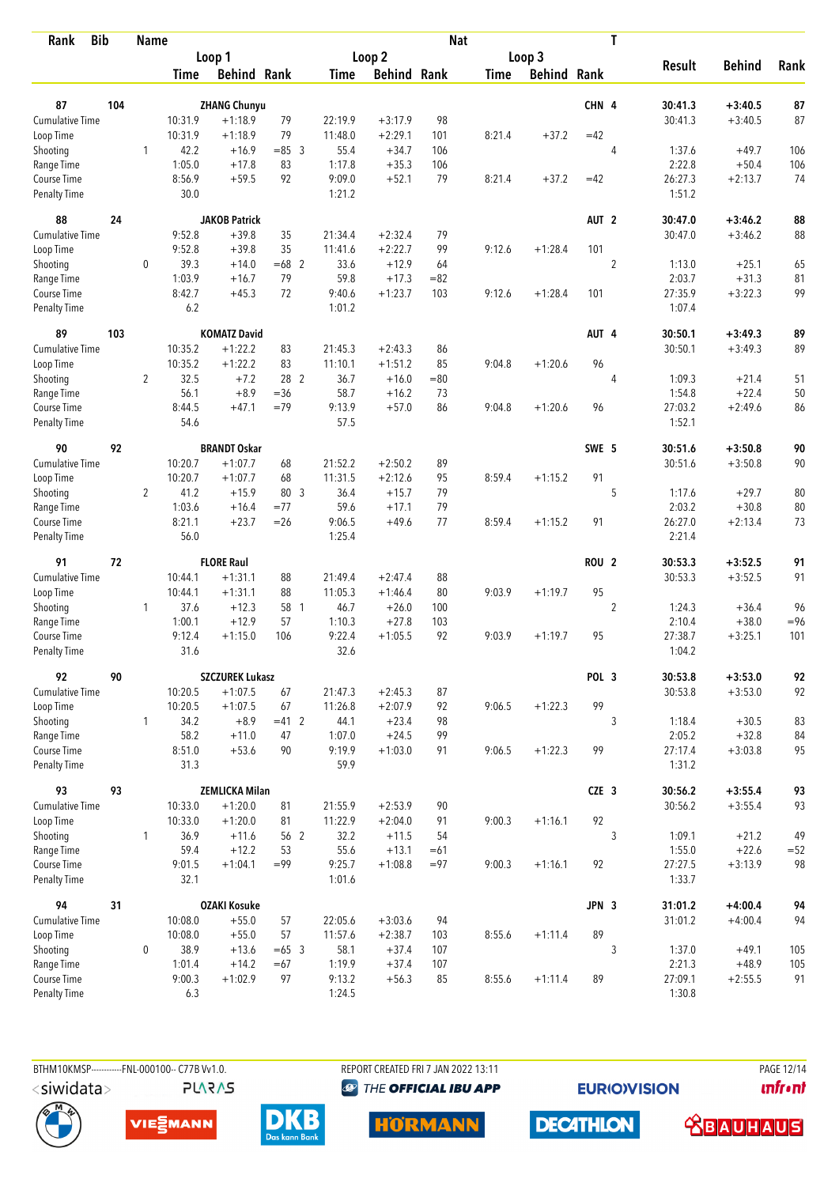| Rank | Bib | Name | | | | | | | Nat | | | T | | | |
|---|---|---|---|---|---|---|---|---|---|---|---|---|---|---|---|
| | | | Loop 1 | | | Loop 2 | | | Loop 3 | | | | Result | Behind | Rank |
| | | | Time | Behind | Rank | Time | Behind | Rank | Time | Behind | Rank | | | | |
| **87** | **104** | **ZHANG Chunyu** | | | | | | | | | **CHN** | **4** | **30:41.3** | **+3:40.5** | **87** |
| Cumulative Time | | | 10:31.9 | +1:18.9 | 79 | 22:19.9 | +3:17.9 | 98 | | | | | 30:41.3 | +3:40.5 | 87 |
| Loop Time | | | 10:31.9 | +1:18.9 | 79 | 11:48.0 | +2:29.1 | 101 | 8:21.4 | +37.2 | =42 | | | | |
| Shooting | | 1 | 42.2 | +16.9 | =85 3 | 55.4 | +34.7 | 106 | | | | 4 | 1:37.6 | +49.7 | 106 |
| Range Time | | | 1:05.0 | +17.8 | 83 | 1:17.8 | +35.3 | 106 | | | | | 2:22.8 | +50.4 | 106 |
| Course Time | | | 8:56.9 | +59.5 | 92 | 9:09.0 | +52.1 | 79 | 8:21.4 | +37.2 | =42 | | 26:27.3 | +2:13.7 | 74 |
| Penalty Time | | | 30.0 | | | 1:21.2 | | | | | | | 1:51.2 | | |
| **88** | **24** | **JAKOB Patrick** | | | | | | | | | **AUT** | **2** | **30:47.0** | **+3:46.2** | **88** |
| Cumulative Time | | | 9:52.8 | +39.8 | 35 | 21:34.4 | +2:32.4 | 79 | | | | | 30:47.0 | +3:46.2 | 88 |
| Loop Time | | | 9:52.8 | +39.8 | 35 | 11:41.6 | +2:22.7 | 99 | 9:12.6 | +1:28.4 | 101 | | | | |
| Shooting | | 0 | 39.3 | +14.0 | =68 2 | 33.6 | +12.9 | 64 | | | | 2 | 1:13.0 | +25.1 | 65 |
| Range Time | | | 1:03.9 | +16.7 | 79 | 59.8 | +17.3 | =82 | | | | | 2:03.7 | +31.3 | 81 |
| Course Time | | | 8:42.7 | +45.3 | 72 | 9:40.6 | +1:23.7 | 103 | 9:12.6 | +1:28.4 | 101 | | 27:35.9 | +3:22.3 | 99 |
| Penalty Time | | | 6.2 | | | 1:01.2 | | | | | | | 1:07.4 | | |
| **89** | **103** | **KOMATZ David** | | | | | | | | | **AUT** | **4** | **30:50.1** | **+3:49.3** | **89** |
| Cumulative Time | | | 10:35.2 | +1:22.2 | 83 | 21:45.3 | +2:43.3 | 86 | | | | | 30:50.1 | +3:49.3 | 89 |
| Loop Time | | | 10:35.2 | +1:22.2 | 83 | 11:10.1 | +1:51.2 | 85 | 9:04.8 | +1:20.6 | 96 | | | | |
| Shooting | | 2 | 32.5 | +7.2 | 28 2 | 36.7 | +16.0 | =80 | | | | 4 | 1:09.3 | +21.4 | 51 |
| Range Time | | | 56.1 | +8.9 | =36 | 58.7 | +16.2 | 73 | | | | | 1:54.8 | +22.4 | 50 |
| Course Time | | | 8:44.5 | +47.1 | =79 | 9:13.9 | +57.0 | 86 | 9:04.8 | +1:20.6 | 96 | | 27:03.2 | +2:49.6 | 86 |
| Penalty Time | | | 54.6 | | | 57.5 | | | | | | | 1:52.1 | | |
| **90** | **92** | **BRANDT Oskar** | | | | | | | | | **SWE** | **5** | **30:51.6** | **+3:50.8** | **90** |
| Cumulative Time | | | 10:20.7 | +1:07.7 | 68 | 21:52.2 | +2:50.2 | 89 | | | | | 30:51.6 | +3:50.8 | 90 |
| Loop Time | | | 10:20.7 | +1:07.7 | 68 | 11:31.5 | +2:12.6 | 95 | 8:59.4 | +1:15.2 | 91 | | | | |
| Shooting | | 2 | 41.2 | +15.9 | 80 3 | 36.4 | +15.7 | 79 | | | | 5 | 1:17.6 | +29.7 | 80 |
| Range Time | | | 1:03.6 | +16.4 | =77 | 59.6 | +17.1 | 79 | | | | | 2:03.2 | +30.8 | 80 |
| Course Time | | | 8:21.1 | +23.7 | =26 | 9:06.5 | +49.6 | 77 | 8:59.4 | +1:15.2 | 91 | | 26:27.0 | +2:13.4 | 73 |
| Penalty Time | | | 56.0 | | | 1:25.4 | | | | | | | 2:21.4 | | |
| **91** | **72** | **FLORE Raul** | | | | | | | | | **ROU** | **2** | **30:53.3** | **+3:52.5** | **91** |
| Cumulative Time | | | 10:44.1 | +1:31.1 | 88 | 21:49.4 | +2:47.4 | 88 | | | | | 30:53.3 | +3:52.5 | 91 |
| Loop Time | | | 10:44.1 | +1:31.1 | 88 | 11:05.3 | +1:46.4 | 80 | 9:03.9 | +1:19.7 | 95 | | | | |
| Shooting | | 1 | 37.6 | +12.3 | 58 1 | 46.7 | +26.0 | 100 | | | | 2 | 1:24.3 | +36.4 | 96 |
| Range Time | | | 1:00.1 | +12.9 | 57 | 1:10.3 | +27.8 | 103 | | | | | 2:10.4 | +38.0 | =96 |
| Course Time | | | 9:12.4 | +1:15.0 | 106 | 9:22.4 | +1:05.5 | 92 | 9:03.9 | +1:19.7 | 95 | | 27:38.7 | +3:25.1 | 101 |
| Penalty Time | | | 31.6 | | | 32.6 | | | | | | | 1:04.2 | | |
| **92** | **90** | **SZCZUREK Lukasz** | | | | | | | | | **POL** | **3** | **30:53.8** | **+3:53.0** | **92** |
| Cumulative Time | | | 10:20.5 | +1:07.5 | 67 | 21:47.3 | +2:45.3 | 87 | | | | | 30:53.8 | +3:53.0 | 92 |
| Loop Time | | | 10:20.5 | +1:07.5 | 67 | 11:26.8 | +2:07.9 | 92 | 9:06.5 | +1:22.3 | 99 | | | | |
| Shooting | | 1 | 34.2 | +8.9 | =41 2 | 44.1 | +23.4 | 98 | | | | 3 | 1:18.4 | +30.5 | 83 |
| Range Time | | | 58.2 | +11.0 | 47 | 1:07.0 | +24.5 | 99 | | | | | 2:05.2 | +32.8 | 84 |
| Course Time | | | 8:51.0 | +53.6 | 90 | 9:19.9 | +1:03.0 | 91 | 9:06.5 | +1:22.3 | 99 | | 27:17.4 | +3:03.8 | 95 |
| Penalty Time | | | 31.3 | | | 59.9 | | | | | | | 1:31.2 | | |
| **93** | **93** | **ZEMLICKA Milan** | | | | | | | | | **CZE** | **3** | **30:56.2** | **+3:55.4** | **93** |
| Cumulative Time | | | 10:33.0 | +1:20.0 | 81 | 21:55.9 | +2:53.9 | 90 | | | | | 30:56.2 | +3:55.4 | 93 |
| Loop Time | | | 10:33.0 | +1:20.0 | 81 | 11:22.9 | +2:04.0 | 91 | 9:00.3 | +1:16.1 | 92 | | | | |
| Shooting | | 1 | 36.9 | +11.6 | 56 2 | 32.2 | +11.5 | 54 | | | | 3 | 1:09.1 | +21.2 | 49 |
| Range Time | | | 59.4 | +12.2 | 53 | 55.6 | +13.1 | =61 | | | | | 1:55.0 | +22.6 | =52 |
| Course Time | | | 9:01.5 | +1:04.1 | =99 | 9:25.7 | +1:08.8 | =97 | 9:00.3 | +1:16.1 | 92 | | 27:27.5 | +3:13.9 | 98 |
| Penalty Time | | | 32.1 | | | 1:01.6 | | | | | | | 1:33.7 | | |
| **94** | **31** | **OZAKI Kosuke** | | | | | | | | | **JPN** | **3** | **31:01.2** | **+4:00.4** | **94** |
| Cumulative Time | | | 10:08.0 | +55.0 | 57 | 22:05.6 | +3:03.6 | 94 | | | | | 31:01.2 | +4:00.4 | 94 |
| Loop Time | | | 10:08.0 | +55.0 | 57 | 11:57.6 | +2:38.7 | 103 | 8:55.6 | +1:11.4 | 89 | | | | |
| Shooting | | 0 | 38.9 | +13.6 | =65 3 | 58.1 | +37.4 | 107 | | | | 3 | 1:37.0 | +49.1 | 105 |
| Range Time | | | 1:01.4 | +14.2 | =67 | 1:19.9 | +37.4 | 107 | | | | | 2:21.3 | +48.9 | 105 |
| Course Time | | | 9:00.3 | +1:02.9 | 97 | 9:13.2 | +56.3 | 85 | 8:55.6 | +1:11.4 | 89 | | 27:09.1 | +2:55.5 | 91 |
| Penalty Time | | | 6.3 | | | 1:24.5 | | | | | | | 1:30.8 | | |

BTHM10KMSP-----------FNL-000100-- C77B Vv1.0. REPORT CREATED FRI 7 JAN 2022 13:11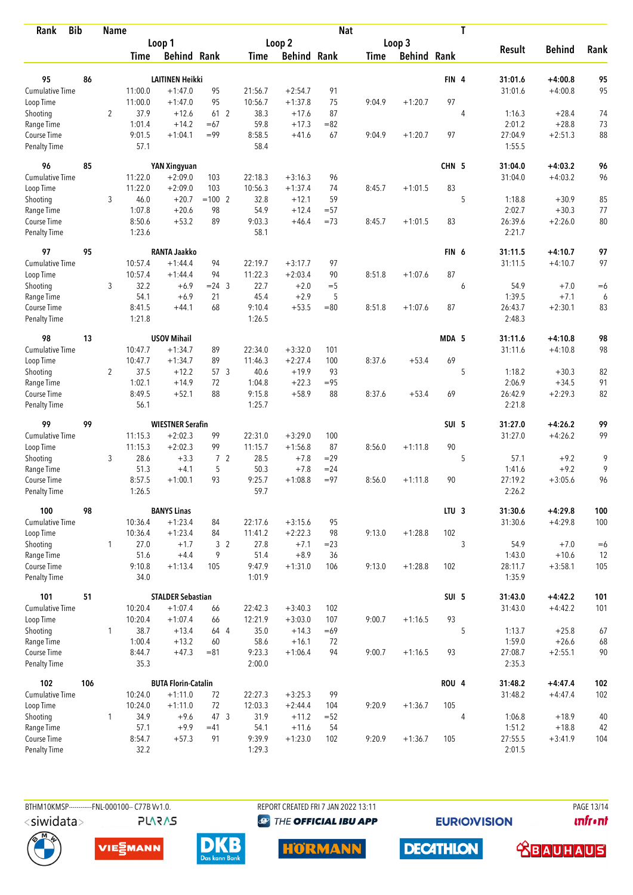| Rank | Bib | Name | | | | | | | Nat | | | T | | | |
|---|---|---|---|---|---|---|---|---|---|---|---|---|---|---|---|
| | | | Loop 1 | | | Loop 2 | | | Loop 3 | | | | Result | Behind | Rank |
| | | | Time | Behind | Rank | Time | Behind | Rank | Time | Behind | Rank | | | | |
| 95 | 86 | LAITINEN Heikki | | | | | | | | | FIN | 4 | 31:01.6 | +4:00.8 | 95 |
| Cumulative Time | | | 11:00.0 | +1:47.0 | 95 | 21:56.7 | +2:54.7 | 91 | | | | | 31:01.6 | +4:00.8 | 95 |
| Loop Time | | | 11:00.0 | +1:47.0 | 95 | 10:56.7 | +1:37.8 | 75 | 9:04.9 | +1:20.7 | 97 | | | | |
| Shooting | | 2 | 37.9 | +12.6 | 61 2 | 38.3 | +17.6 | 87 | | | | 4 | 1:16.3 | +28.4 | 74 |
| Range Time | | | 1:01.4 | +14.2 | =67 | 59.8 | +17.3 | =82 | | | | | 2:01.2 | +28.8 | 73 |
| Course Time | | | 9:01.5 | +1:04.1 | =99 | 8:58.5 | +41.6 | 67 | 9:04.9 | +1:20.7 | 97 | | 27:04.9 | +2:51.3 | 88 |
| Penalty Time | | | 57.1 | | | 58.4 | | | | | | | 1:55.5 | | |
| 96 | 85 | YAN Xingyuan | | | | | | | | | CHN | 5 | 31:04.0 | +4:03.2 | 96 |
| Cumulative Time | | | 11:22.0 | +2:09.0 | 103 | 22:18.3 | +3:16.3 | 96 | | | | | 31:04.0 | +4:03.2 | 96 |
| Loop Time | | | 11:22.0 | +2:09.0 | 103 | 10:56.3 | +1:37.4 | 74 | 8:45.7 | +1:01.5 | 83 | | | | |
| Shooting | | 3 | 46.0 | +20.7 | =100 2 | 32.8 | +12.1 | 59 | | | | 5 | 1:18.8 | +30.9 | 85 |
| Range Time | | | 1:07.8 | +20.6 | 98 | 54.9 | +12.4 | =57 | | | | | 2:02.7 | +30.3 | 77 |
| Course Time | | | 8:50.6 | +53.2 | 89 | 9:03.3 | +46.4 | =73 | 8:45.7 | +1:01.5 | 83 | | 26:39.6 | +2:26.0 | 80 |
| Penalty Time | | | 1:23.6 | | | 58.1 | | | | | | | 2:21.7 | | |
| 97 | 95 | RANTA Jaakko | | | | | | | | | FIN | 6 | 31:11.5 | +4:10.7 | 97 |
| Cumulative Time | | | 10:57.4 | +1:44.4 | 94 | 22:19.7 | +3:17.7 | 97 | | | | | 31:11.5 | +4:10.7 | 97 |
| Loop Time | | | 10:57.4 | +1:44.4 | 94 | 11:22.3 | +2:03.4 | 90 | 8:51.8 | +1:07.6 | 87 | | | | |
| Shooting | | 3 | 32.2 | +6.9 | =24 3 | 22.7 | +2.0 | =5 | | | | 6 | 54.9 | +7.0 | =6 |
| Range Time | | | 54.1 | +6.9 | 21 | 45.4 | +2.9 | 5 | | | | | 1:39.5 | +7.1 | 6 |
| Course Time | | | 8:41.5 | +44.1 | 68 | 9:10.4 | +53.5 | =80 | 8:51.8 | +1:07.6 | 87 | | 26:43.7 | +2:30.1 | 83 |
| Penalty Time | | | 1:21.8 | | | 1:26.5 | | | | | | | 2:48.3 | | |
| 98 | 13 | USOV Mihail | | | | | | | | | MDA | 5 | 31:11.6 | +4:10.8 | 98 |
| Cumulative Time | | | 10:47.7 | +1:34.7 | 89 | 22:34.0 | +3:32.0 | 101 | | | | | 31:11.6 | +4:10.8 | 98 |
| Loop Time | | | 10:47.7 | +1:34.7 | 89 | 11:46.3 | +2:27.4 | 100 | 8:37.6 | +53.4 | 69 | | | | |
| Shooting | | 2 | 37.5 | +12.2 | 57 3 | 40.6 | +19.9 | 93 | | | | 5 | 1:18.2 | +30.3 | 82 |
| Range Time | | | 1:02.1 | +14.9 | 72 | 1:04.8 | +22.3 | =95 | | | | | 2:06.9 | +34.5 | 91 |
| Course Time | | | 8:49.5 | +52.1 | 88 | 9:15.8 | +58.9 | 88 | 8:37.6 | +53.4 | 69 | | 26:42.9 | +2:29.3 | 82 |
| Penalty Time | | | 56.1 | | | 1:25.7 | | | | | | | 2:21.8 | | |
| 99 | 99 | WIESTNER Serafin | | | | | | | | | SUI | 5 | 31:27.0 | +4:26.2 | 99 |
| Cumulative Time | | | 11:15.3 | +2:02.3 | 99 | 22:31.0 | +3:29.0 | 100 | | | | | 31:27.0 | +4:26.2 | 99 |
| Loop Time | | | 11:15.3 | +2:02.3 | 99 | 11:15.7 | +1:56.8 | 87 | 8:56.0 | +1:11.8 | 90 | | | | |
| Shooting | | 3 | 28.6 | +3.3 | 7 2 | 28.5 | +7.8 | =29 | | | | 5 | 57.1 | +9.2 | 9 |
| Range Time | | | 51.3 | +4.1 | 5 | 50.3 | +7.8 | =24 | | | | | 1:41.6 | +9.2 | 9 |
| Course Time | | | 8:57.5 | +1:00.1 | 93 | 9:25.7 | +1:08.8 | =97 | 8:56.0 | +1:11.8 | 90 | | 27:19.2 | +3:05.6 | 96 |
| Penalty Time | | | 1:26.5 | | | 59.7 | | | | | | | 2:26.2 | | |
| 100 | 98 | BANYS Linas | | | | | | | | | LTU | 3 | 31:30.6 | +4:29.8 | 100 |
| Cumulative Time | | | 10:36.4 | +1:23.4 | 84 | 22:17.6 | +3:15.6 | 95 | | | | | 31:30.6 | +4:29.8 | 100 |
| Loop Time | | | 10:36.4 | +1:23.4 | 84 | 11:41.2 | +2:22.3 | 98 | 9:13.0 | +1:28.8 | 102 | | | | |
| Shooting | | 1 | 27.0 | +1.7 | 3 2 | 27.8 | +7.1 | =23 | | | | 3 | 54.9 | +7.0 | =6 |
| Range Time | | | 51.6 | +4.4 | 9 | 51.4 | +8.9 | 36 | | | | | 1:43.0 | +10.6 | 12 |
| Course Time | | | 9:10.8 | +1:13.4 | 105 | 9:47.9 | +1:31.0 | 106 | 9:13.0 | +1:28.8 | 102 | | 28:11.7 | +3:58.1 | 105 |
| Penalty Time | | | 34.0 | | | 1:01.9 | | | | | | | 1:35.9 | | |
| 101 | 51 | STALDER Sebastian | | | | | | | | | SUI | 5 | 31:43.0 | +4:42.2 | 101 |
| Cumulative Time | | | 10:20.4 | +1:07.4 | 66 | 22:42.3 | +3:40.3 | 102 | | | | | 31:43.0 | +4:42.2 | 101 |
| Loop Time | | | 10:20.4 | +1:07.4 | 66 | 12:21.9 | +3:03.0 | 107 | 9:00.7 | +1:16.5 | 93 | | | | |
| Shooting | | 1 | 38.7 | +13.4 | 64 4 | 35.0 | +14.3 | =69 | | | | 5 | 1:13.7 | +25.8 | 67 |
| Range Time | | | 1:00.4 | +13.2 | 60 | 58.6 | +16.1 | 72 | | | | | 1:59.0 | +26.6 | 68 |
| Course Time | | | 8:44.7 | +47.3 | =81 | 9:23.3 | +1:06.4 | 94 | 9:00.7 | +1:16.5 | 93 | | 27:08.7 | +2:55.1 | 90 |
| Penalty Time | | | 35.3 | | | 2:00.0 | | | | | | | 2:35.3 | | |
| 102 | 106 | BUTA Florin-Catalin | | | | | | | | | ROU | 4 | 31:48.2 | +4:47.4 | 102 |
| Cumulative Time | | | 10:24.0 | +1:11.0 | 72 | 22:27.3 | +3:25.3 | 99 | | | | | 31:48.2 | +4:47.4 | 102 |
| Loop Time | | | 10:24.0 | +1:11.0 | 72 | 12:03.3 | +2:44.4 | 104 | 9:20.9 | +1:36.7 | 105 | | | | |
| Shooting | | 1 | 34.9 | +9.6 | 47 3 | 31.9 | +11.2 | =52 | | | | 4 | 1:06.8 | +18.9 | 40 |
| Range Time | | | 57.1 | +9.9 | =41 | 54.1 | +11.6 | 54 | | | | | 1:51.2 | +18.8 | 42 |
| Course Time | | | 8:54.7 | +57.3 | 91 | 9:39.9 | +1:23.0 | 102 | 9:20.9 | +1:36.7 | 105 | | 27:55.5 | +3:41.9 | 104 |
| Penalty Time | | | 32.2 | | | 1:29.3 | | | | | | | 2:01.5 | | |

BTHM10KMSP-----------FNL-000100-- C77B Vv1.0. REPORT CREATED FRI 7 JAN 2022 13:11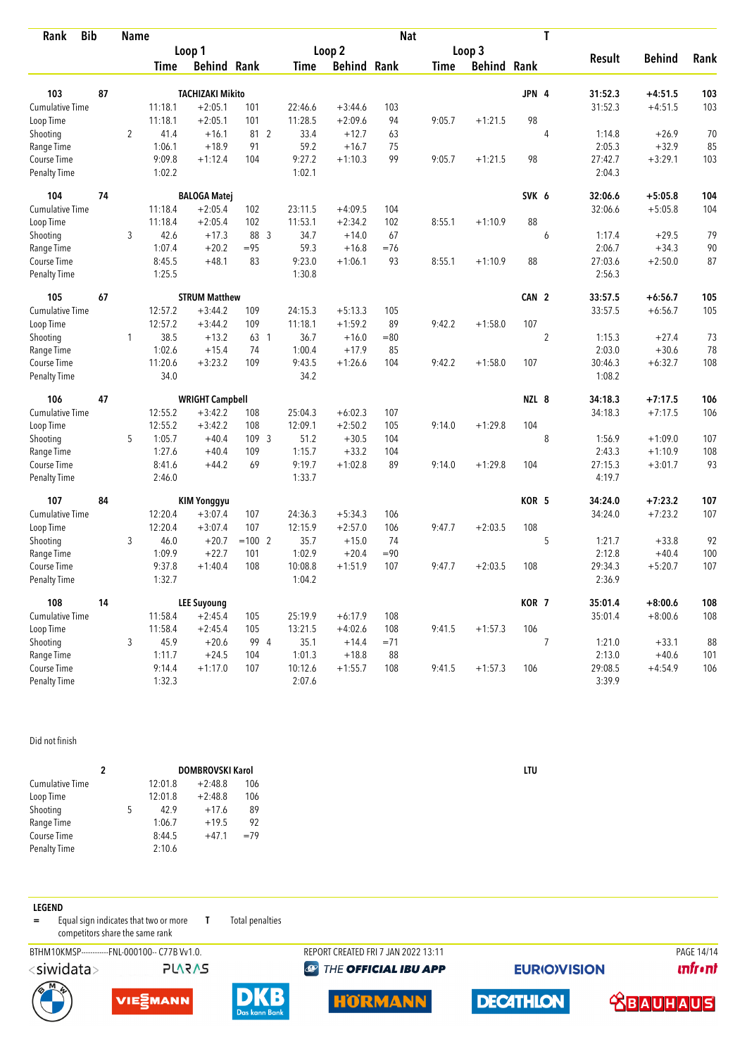| Rank | Bib | Name | Loop 1 Time | Loop 1 Behind | Loop 1 Rank | Loop 2 Time | Loop 2 Behind | Loop 2 Rank | Loop 3 Time | Loop 3 Behind | Loop 3 Rank | Nat | T | Result | Behind | Rank |
|---|---|---|---|---|---|---|---|---|---|---|---|---|---|---|---|---|
| 103 | 87 | TACHIZAKI Mikito | | | | | | | | | | JPN | 4 | 31:52.3 | +4:51.5 | 103 |
| Cumulative Time | | | 11:18.1 | +2:05.1 | 101 | 22:46.6 | +3:44.6 | 103 | | | | | | 31:52.3 | +4:51.5 | 103 |
| Loop Time | | | 11:18.1 | +2:05.1 | 101 | 11:28.5 | +2:09.6 | 94 | 9:05.7 | +1:21.5 | 98 | | | | | |
| Shooting | | 2 | 41.4 | +16.1 | 81 2 | 33.4 | +12.7 | 63 | | | | | 4 | 1:14.8 | +26.9 | 70 |
| Range Time | | | 1:06.1 | +18.9 | 91 | 59.2 | +16.7 | 75 | | | | | | 2:05.3 | +32.9 | 85 |
| Course Time | | | 9:09.8 | +1:12.4 | 104 | 9:27.2 | +1:10.3 | 99 | 9:05.7 | +1:21.5 | 98 | | | 27:42.7 | +3:29.1 | 103 |
| Penalty Time | | | 1:02.2 | | | 1:02.1 | | | | | | | | 2:04.3 | | |
| 104 | 74 | BALOGA Matej | | | | | | | | | | SVK | 6 | 32:06.6 | +5:05.8 | 104 |
| Cumulative Time | | | 11:18.4 | +2:05.4 | 102 | 23:11.5 | +4:09.5 | 104 | | | | | | 32:06.6 | +5:05.8 | 104 |
| Loop Time | | | 11:18.4 | +2:05.4 | 102 | 11:53.1 | +2:34.2 | 102 | 8:55.1 | +1:10.9 | 88 | | | | | |
| Shooting | | 3 | 42.6 | +17.3 | 88 3 | 34.7 | +14.0 | 67 | | | | | 6 | 1:17.4 | +29.5 | 79 |
| Range Time | | | 1:07.4 | +20.2 | =95 | 59.3 | +16.8 | =76 | | | | | | 2:06.7 | +34.3 | 90 |
| Course Time | | | 8:45.5 | +48.1 | 83 | 9:23.0 | +1:06.1 | 93 | 8:55.1 | +1:10.9 | 88 | | | 27:03.6 | +2:50.0 | 87 |
| Penalty Time | | | 1:25.5 | | | 1:30.8 | | | | | | | | 2:56.3 | | |
| 105 | 67 | STRUM Matthew | | | | | | | | | | CAN | 2 | 33:57.5 | +6:56.7 | 105 |
| Cumulative Time | | | 12:57.2 | +3:44.2 | 109 | 24:15.3 | +5:13.3 | 105 | | | | | | 33:57.5 | +6:56.7 | 105 |
| Loop Time | | | 12:57.2 | +3:44.2 | 109 | 11:18.1 | +1:59.2 | 89 | 9:42.2 | +1:58.0 | 107 | | | | | |
| Shooting | | 1 | 38.5 | +13.2 | 63 1 | 36.7 | +16.0 | =80 | | | | | 2 | 1:15.3 | +27.4 | 73 |
| Range Time | | | 1:02.6 | +15.4 | 74 | 1:00.4 | +17.9 | 85 | | | | | | 2:03.0 | +30.6 | 78 |
| Course Time | | | 11:20.6 | +3:23.2 | 109 | 9:43.5 | +1:26.6 | 104 | 9:42.2 | +1:58.0 | 107 | | | 30:46.3 | +6:32.7 | 108 |
| Penalty Time | | | 34.0 | | | 34.2 | | | | | | | | 1:08.2 | | |
| 106 | 47 | WRIGHT Campbell | | | | | | | | | | NZL | 8 | 34:18.3 | +7:17.5 | 106 |
| Cumulative Time | | | 12:55.2 | +3:42.2 | 108 | 25:04.3 | +6:02.3 | 107 | | | | | | 34:18.3 | +7:17.5 | 106 |
| Loop Time | | | 12:55.2 | +3:42.2 | 108 | 12:09.1 | +2:50.2 | 105 | 9:14.0 | +1:29.8 | 104 | | | | | |
| Shooting | | 5 | 1:05.7 | +40.4 | 109 3 | 51.2 | +30.5 | 104 | | | | | 8 | 1:56.9 | +1:09.0 | 107 |
| Range Time | | | 1:27.6 | +40.4 | 109 | 1:15.7 | +33.2 | 104 | | | | | | 2:43.3 | +1:10.9 | 108 |
| Course Time | | | 8:41.6 | +44.2 | 69 | 9:19.7 | +1:02.8 | 89 | 9:14.0 | +1:29.8 | 104 | | | 27:15.3 | +3:01.7 | 93 |
| Penalty Time | | | 2:46.0 | | | 1:33.7 | | | | | | | | 4:19.7 | | |
| 107 | 84 | KIM Yonggyu | | | | | | | | | | KOR | 5 | 34:24.0 | +7:23.2 | 107 |
| Cumulative Time | | | 12:20.4 | +3:07.4 | 107 | 24:36.3 | +5:34.3 | 106 | | | | | | 34:24.0 | +7:23.2 | 107 |
| Loop Time | | | 12:20.4 | +3:07.4 | 107 | 12:15.9 | +2:57.0 | 106 | 9:47.7 | +2:03.5 | 108 | | | | | |
| Shooting | | 3 | 46.0 | +20.7 | =100 2 | 35.7 | +15.0 | 74 | | | | | 5 | 1:21.7 | +33.8 | 92 |
| Range Time | | | 1:09.9 | +22.7 | 101 | 1:02.9 | +20.4 | =90 | | | | | | 2:12.8 | +40.4 | 100 |
| Course Time | | | 9:37.8 | +1:40.4 | 108 | 10:08.8 | +1:51.9 | 107 | 9:47.7 | +2:03.5 | 108 | | | 29:34.3 | +5:20.7 | 107 |
| Penalty Time | | | 1:32.7 | | | 1:04.2 | | | | | | | | 2:36.9 | | |
| 108 | 14 | LEE Suyoung | | | | | | | | | | KOR | 7 | 35:01.4 | +8:00.6 | 108 |
| Cumulative Time | | | 11:58.4 | +2:45.4 | 105 | 25:19.9 | +6:17.9 | 108 | | | | | | 35:01.4 | +8:00.6 | 108 |
| Loop Time | | | 11:58.4 | +2:45.4 | 105 | 13:21.5 | +4:02.6 | 108 | 9:41.5 | +1:57.3 | 106 | | | | | |
| Shooting | | 3 | 45.9 | +20.6 | 99 4 | 35.1 | +14.4 | =71 | | | | | 7 | 1:21.0 | +33.1 | 88 |
| Range Time | | | 1:11.7 | +24.5 | 104 | 1:01.3 | +18.8 | 88 | | | | | | 2:13.0 | +40.6 | 101 |
| Course Time | | | 9:14.4 | +1:17.0 | 107 | 10:12.6 | +1:55.7 | 108 | 9:41.5 | +1:57.3 | 106 | | | 29:08.5 | +4:54.9 | 106 |
| Penalty Time | | | 1:32.3 | | | 2:07.6 | | | | | | | | 3:39.9 | | |

Did not finish

| Rank | Bib | Name | Loop 1 Time | Loop 1 Behind | Loop 1 Rank | Nat |
|---|---|---|---|---|---|---|
| | 2 | DOMBROVSKI Karol | | | | LTU |
| Cumulative Time | | | 12:01.8 | +2:48.8 | 106 | |
| Loop Time | | | 12:01.8 | +2:48.8 | 106 | |
| Shooting | | 5 | 42.9 | +17.6 | 89 | |
| Range Time | | | 1:06.7 | +19.5 | 92 | |
| Course Time | | | 8:44.5 | +47.1 | =79 | |
| Penalty Time | | | 2:10.6 | | | |

**LEGEND**

= Equal sign indicates that two or more competitors share the same rank

T Total penalties

BTHM10KMSP-----------FNL-000100-- C78 Vv1.0. REPORT CREATED FRI 7 JAN 2022 13:11